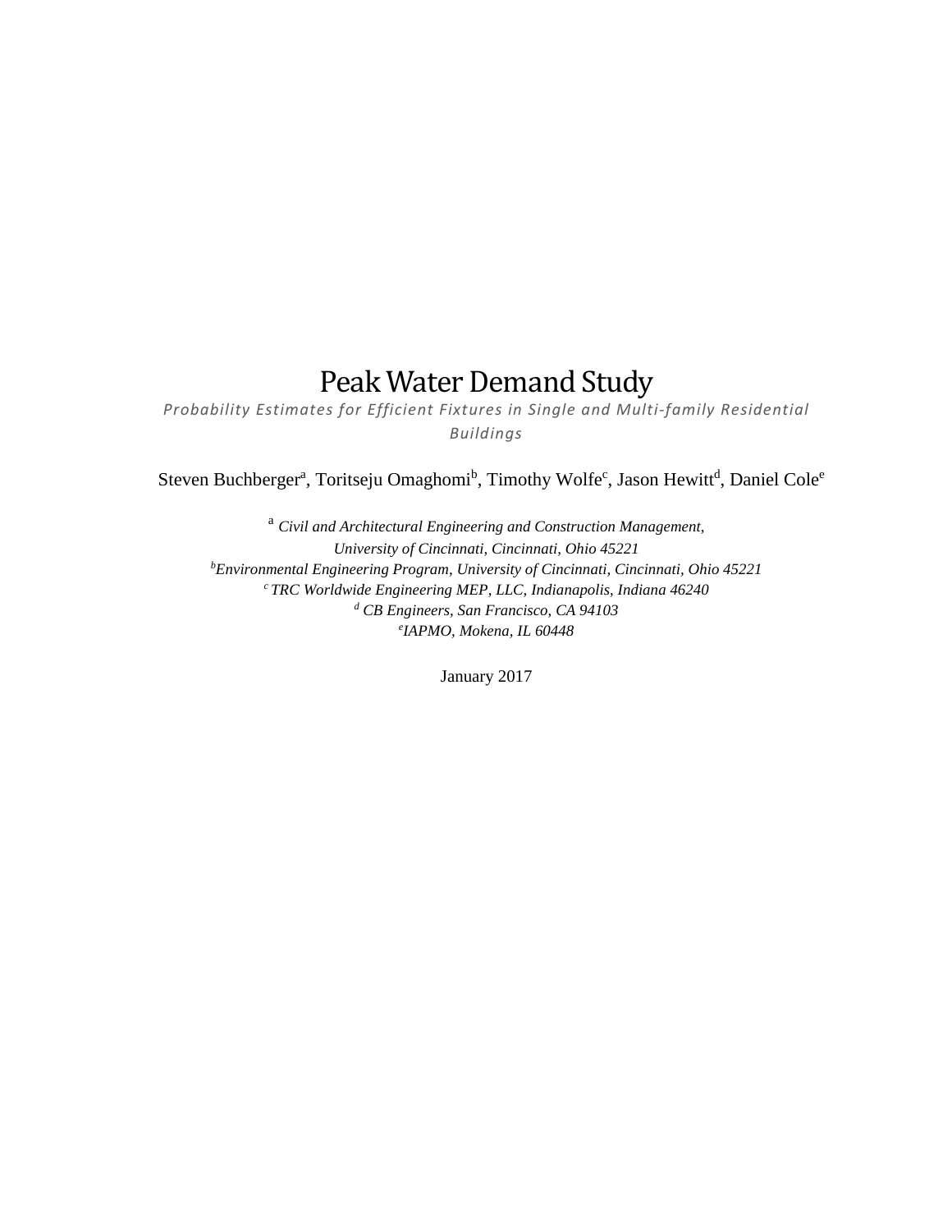# Peak Water Demand Study

*Probability Estimates for Efficient Fixtures in Single and Multi-family Residential Buildings*

Steven Buchberger[a], Toritseju Omaghomi[b], Timothy Wolfe[c], Jason Hewitt[d], Daniel Cole[e]

[a] *Civil and Architectural Engineering and Construction Management, University of Cincinnati, Cincinnati, Ohio 45221*

[b] *Environmental Engineering Program, University of Cincinnati, Cincinnati, Ohio 45221*

[c] *TRC Worldwide Engineering MEP, LLC, Indianapolis, Indiana 46240*

[d] *CB Engineers, San Francisco, CA 94103*

[e] *IAPMO, Mokena, IL 60448*

January 2017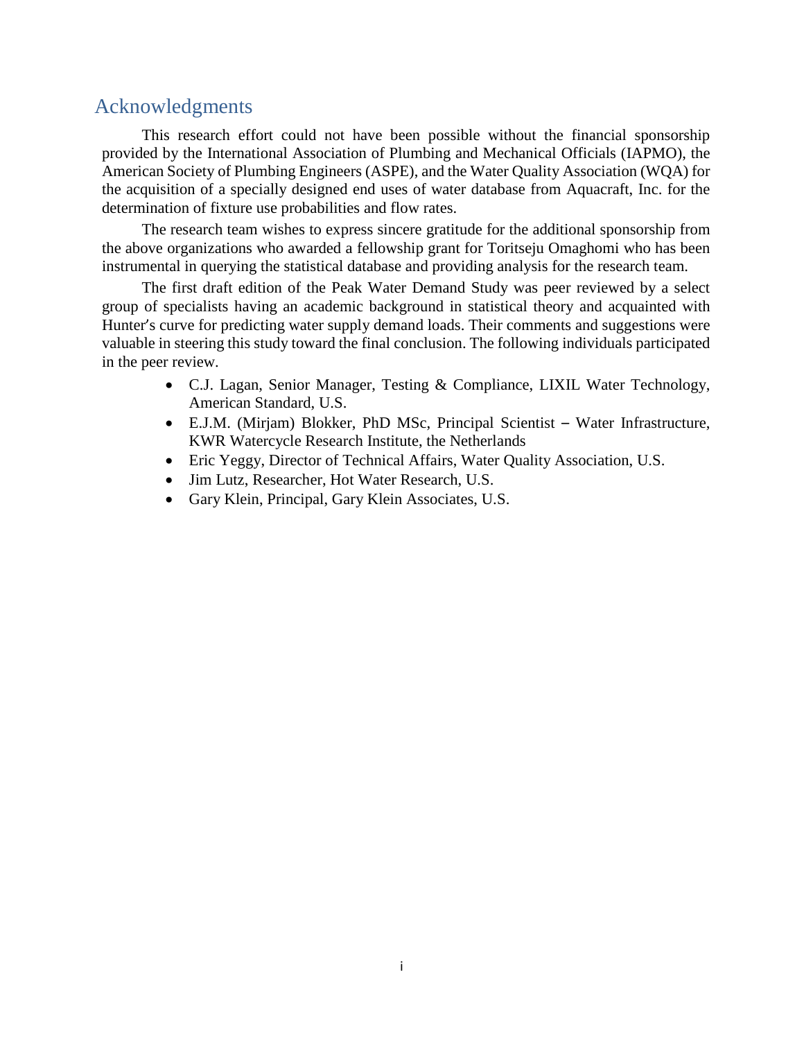## Acknowledgments

This research effort could not have been possible without the financial sponsorship provided by the International Association of Plumbing and Mechanical Officials (IAPMO), the American Society of Plumbing Engineers (ASPE), and the Water Quality Association (WQA) for the acquisition of a specially designed end uses of water database from Aquacraft, Inc. for the determination of fixture use probabilities and flow rates.

The research team wishes to express sincere gratitude for the additional sponsorship from the above organizations who awarded a fellowship grant for Toritseju Omaghomi who has been instrumental in querying the statistical database and providing analysis for the research team.

The first draft edition of the Peak Water Demand Study was peer reviewed by a select group of specialists having an academic background in statistical theory and acquainted with Hunter′s curve for predicting water supply demand loads. Their comments and suggestions were valuable in steering this study toward the final conclusion. The following individuals participated in the peer review.

- C.J. Lagan, Senior Manager, Testing & Compliance, LIXIL Water Technology, American Standard, U.S.
- E.J.M. (Mirjam) Blokker, PhD MSc, Principal Scientist – Water Infrastructure, KWR Watercycle Research Institute, the Netherlands
- Eric Yeggy, Director of Technical Affairs, Water Quality Association, U.S.
- Jim Lutz, Researcher, Hot Water Research, U.S.
- Gary Klein, Principal, Gary Klein Associates, U.S.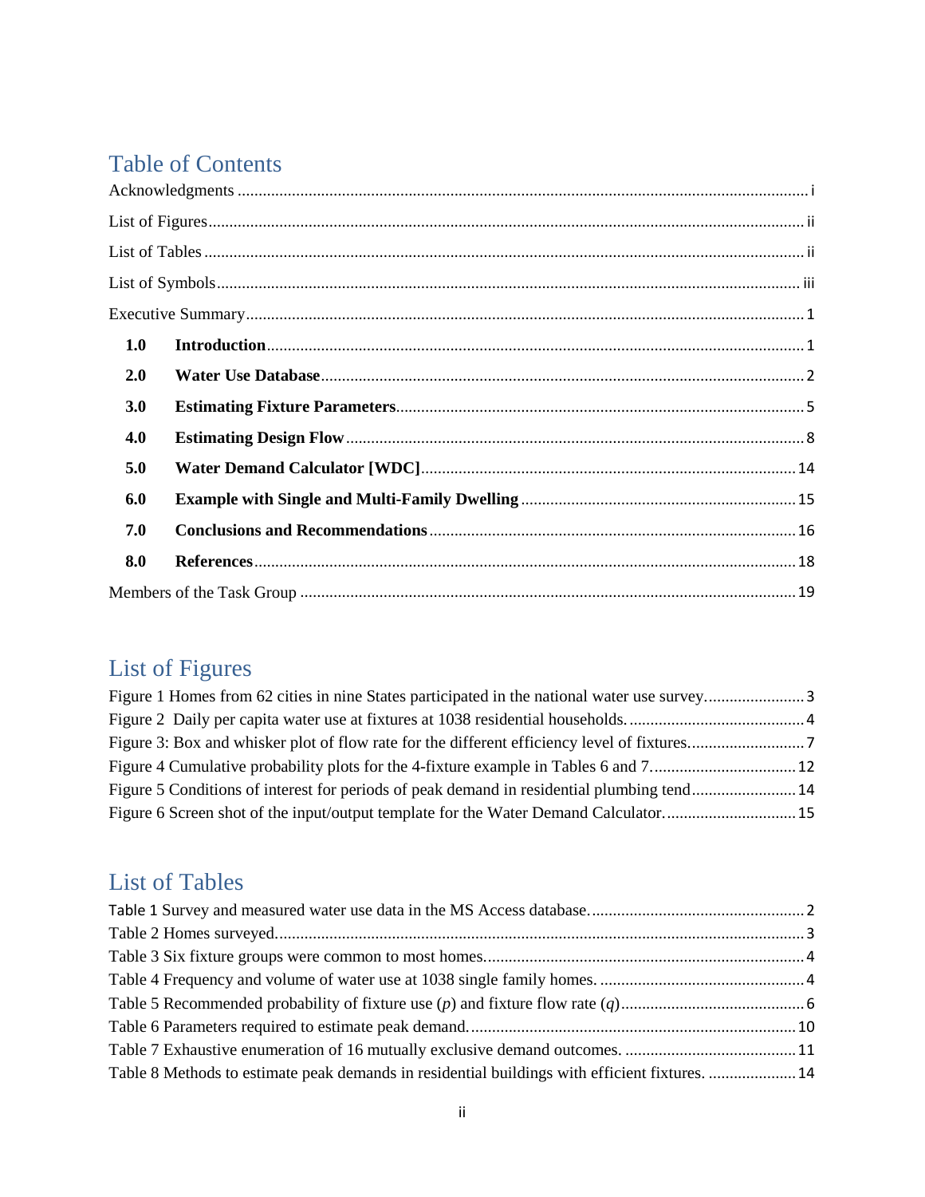## Table of Contents

Acknowledgments ........................................................................................................................ i

List of Figures ............................................................................................................................ ii

List of Tables .............................................................................................................................. ii

List of Symbols .......................................................................................................................... iii

Executive Summary .................................................................................................................... 1

**1.0 Introduction** ....................................................................................................................... 1

**2.0 Water Use Database** .......................................................................................................... 2

**3.0 Estimating Fixture Parameters** ........................................................................................... 5

**4.0 Estimating Design Flow** ..................................................................................................... 8

**5.0 Water Demand Calculator [WDC]** ...................................................................................... 14

**6.0 Example with Single and Multi-Family Dwelling** ............................................................... 15

**7.0 Conclusions and Recommendations** .................................................................................. 16

**8.0 References** ........................................................................................................................ 18

Members of the Task Group ....................................................................................................... 19

## List of Figures

Figure 1 Homes from 62 cities in nine States participated in the national water use survey. ...................... 3

Figure 2 Daily per capita water use at fixtures at 1038 residential households. ......................................... 4

Figure 3: Box and whisker plot of flow rate for the different efficiency level of fixtures. .......................... 7

Figure 4 Cumulative probability plots for the 4-fixture example in Tables 6 and 7. ................................. 12

Figure 5 Conditions of interest for periods of peak demand in residential plumbing tend ........................ 14

Figure 6 Screen shot of the input/output template for the Water Demand Calculator. .............................. 15

## List of Tables

Table 1 Survey and measured water use data in the MS Access database. .................................................. 2

Table 2 Homes surveyed. ............................................................................................................................ 3

Table 3 Six fixture groups were common to most homes. .......................................................................... 4

Table 4 Frequency and volume of water use at 1038 single family homes. ................................................ 4

Table 5 Recommended probability of fixture use ($p$) and fixture flow rate ($q$) ..................................... 6

Table 6 Parameters required to estimate peak demand. ............................................................................ 10

Table 7 Exhaustive enumeration of 16 mutually exclusive demand outcomes. ......................................... 11

Table 8 Methods to estimate peak demands in residential buildings with efficient fixtures. ..................... 14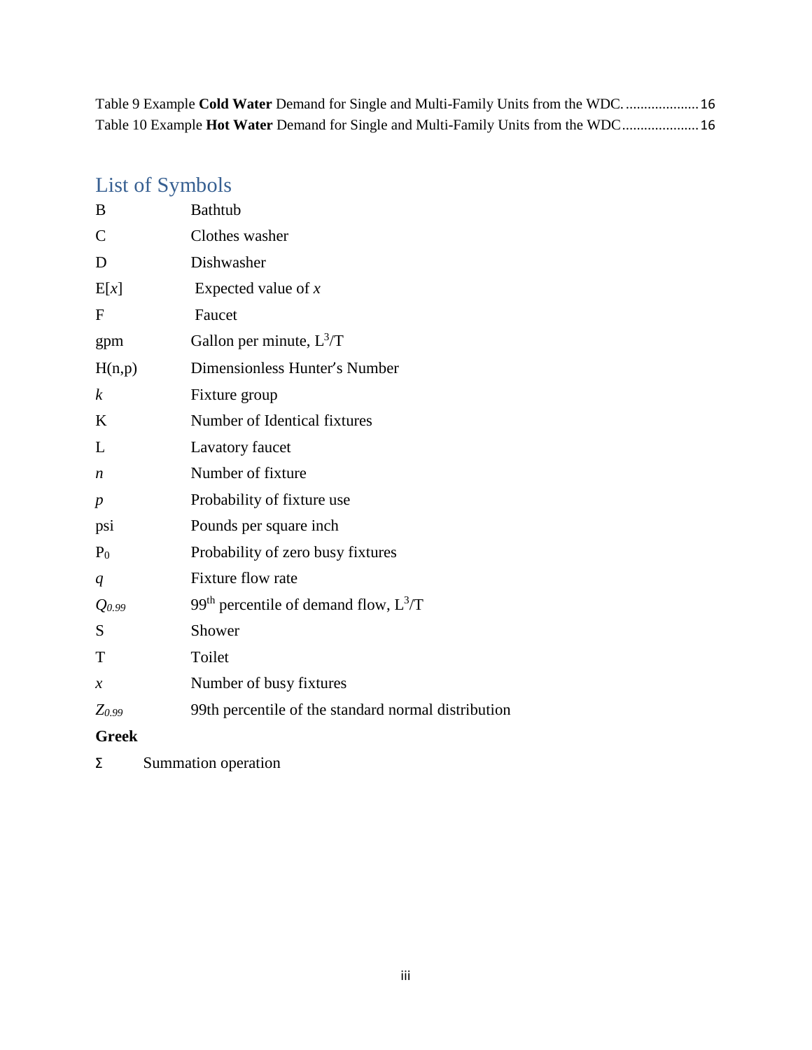Table 9 Example **Cold Water** Demand for Single and Multi-Family Units from the WDC. .................... 16
Table 10 Example **Hot Water** Demand for Single and Multi-Family Units from the WDC ..................... 16

## List of Symbols

| Symbol | Description |
| --- | --- |
| B | Bathtub |
| C | Clothes washer |
| D | Dishwasher |
| $E[x]$ | Expected value of $x$ |
| F | Faucet |
| gpm | Gallon per minute, $L^3/T$ |
| H(n,p) | Dimensionless Hunter's Number |
| $k$ | Fixture group |
| K | Number of Identical fixtures |
| L | Lavatory faucet |
| $n$ | Number of fixture |
| $p$ | Probability of fixture use |
| psi | Pounds per square inch |
| $P_0$ | Probability of zero busy fixtures |
| $q$ | Fixture flow rate |
| $Q_{0.99}$ | $99^{th}$ percentile of demand flow, $L^3/T$ |
| S | Shower |
| T | Toilet |
| $x$ | Number of busy fixtures |
| $Z_{0.99}$ | 99th percentile of the standard normal distribution |

**Greek**

| Symbol | Description |
| --- | --- |
| $\Sigma$ | Summation operation |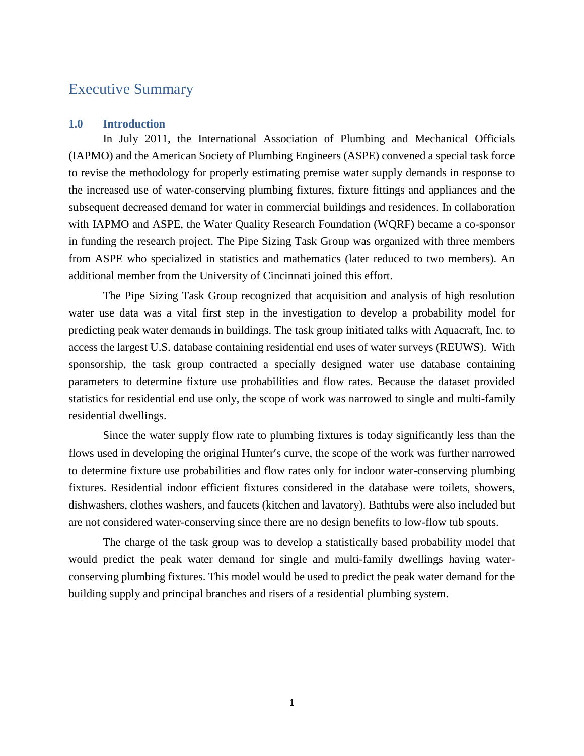# Executive Summary

## 1.0 Introduction

In July 2011, the International Association of Plumbing and Mechanical Officials (IAPMO) and the American Society of Plumbing Engineers (ASPE) convened a special task force to revise the methodology for properly estimating premise water supply demands in response to the increased use of water-conserving plumbing fixtures, fixture fittings and appliances and the subsequent decreased demand for water in commercial buildings and residences. In collaboration with IAPMO and ASPE, the Water Quality Research Foundation (WQRF) became a co-sponsor in funding the research project. The Pipe Sizing Task Group was organized with three members from ASPE who specialized in statistics and mathematics (later reduced to two members). An additional member from the University of Cincinnati joined this effort.

The Pipe Sizing Task Group recognized that acquisition and analysis of high resolution water use data was a vital first step in the investigation to develop a probability model for predicting peak water demands in buildings. The task group initiated talks with Aquacraft, Inc. to access the largest U.S. database containing residential end uses of water surveys (REUWS). With sponsorship, the task group contracted a specially designed water use database containing parameters to determine fixture use probabilities and flow rates. Because the dataset provided statistics for residential end use only, the scope of work was narrowed to single and multi-family residential dwellings.

Since the water supply flow rate to plumbing fixtures is today significantly less than the flows used in developing the original Hunter′s curve, the scope of the work was further narrowed to determine fixture use probabilities and flow rates only for indoor water-conserving plumbing fixtures. Residential indoor efficient fixtures considered in the database were toilets, showers, dishwashers, clothes washers, and faucets (kitchen and lavatory). Bathtubs were also included but are not considered water-conserving since there are no design benefits to low-flow tub spouts.

The charge of the task group was to develop a statistically based probability model that would predict the peak water demand for single and multi-family dwellings having water-conserving plumbing fixtures. This model would be used to predict the peak water demand for the building supply and principal branches and risers of a residential plumbing system.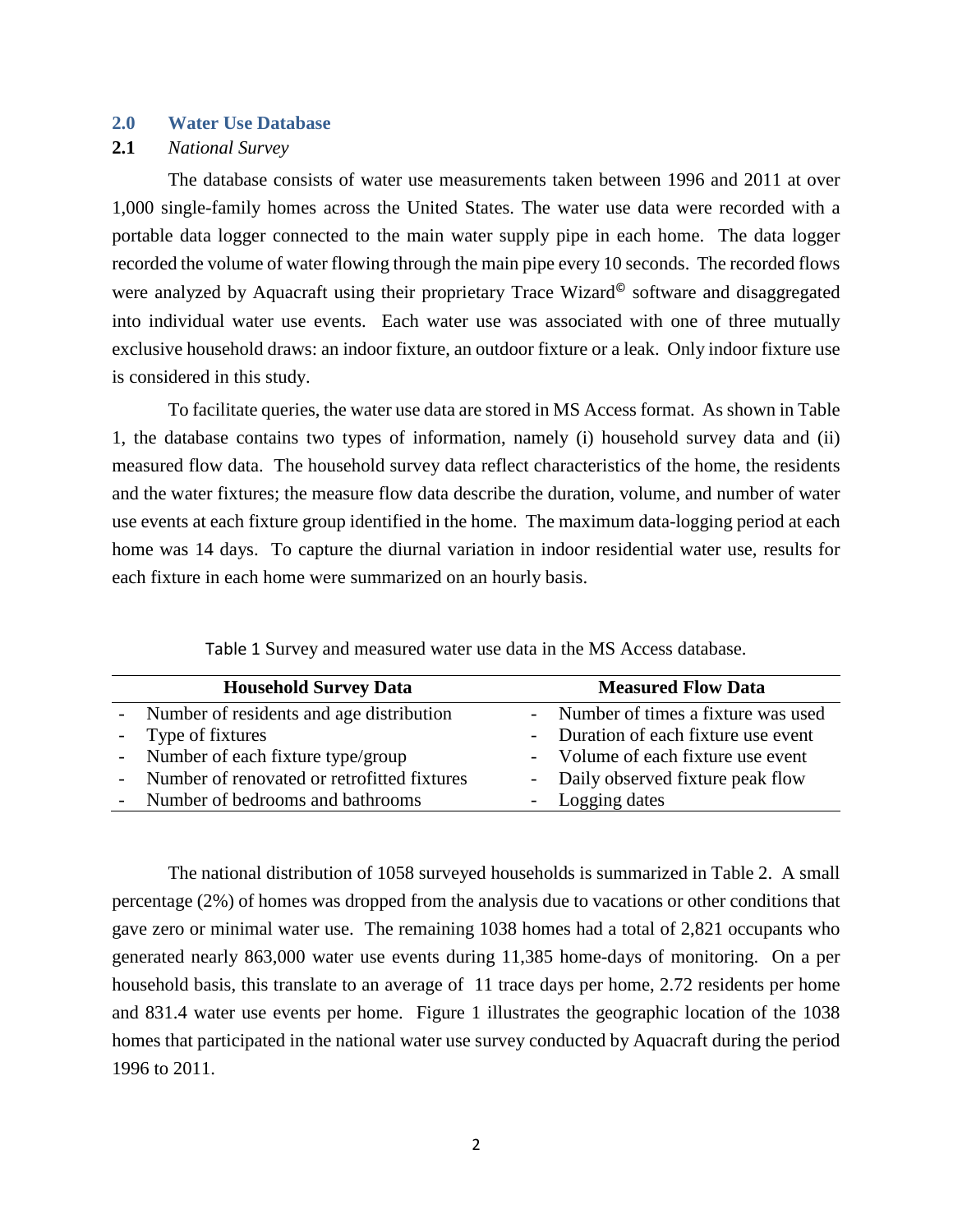## 2.0 Water Use Database

### 2.1 *National Survey*

The database consists of water use measurements taken between 1996 and 2011 at over 1,000 single-family homes across the United States. The water use data were recorded with a portable data logger connected to the main water supply pipe in each home. The data logger recorded the volume of water flowing through the main pipe every 10 seconds. The recorded flows were analyzed by Aquacraft using their proprietary Trace Wizard© software and disaggregated into individual water use events. Each water use was associated with one of three mutually exclusive household draws: an indoor fixture, an outdoor fixture or a leak. Only indoor fixture use is considered in this study.

To facilitate queries, the water use data are stored in MS Access format. As shown in Table 1, the database contains two types of information, namely (i) household survey data and (ii) measured flow data. The household survey data reflect characteristics of the home, the residents and the water fixtures; the measure flow data describe the duration, volume, and number of water use events at each fixture group identified in the home. The maximum data-logging period at each home was 14 days. To capture the diurnal variation in indoor residential water use, results for each fixture in each home were summarized on an hourly basis.

Table 1 Survey and measured water use data in the MS Access database.

| Household Survey Data | Measured Flow Data |
|---|---|
| - Number of residents and age distribution | - Number of times a fixture was used |
| - Type of fixtures | - Duration of each fixture use event |
| - Number of each fixture type/group | - Volume of each fixture use event |
| - Number of renovated or retrofitted fixtures | - Daily observed fixture peak flow |
| - Number of bedrooms and bathrooms | - Logging dates |

The national distribution of 1058 surveyed households is summarized in Table 2. A small percentage (2%) of homes was dropped from the analysis due to vacations or other conditions that gave zero or minimal water use. The remaining 1038 homes had a total of 2,821 occupants who generated nearly 863,000 water use events during 11,385 home-days of monitoring. On a per household basis, this translate to an average of 11 trace days per home, 2.72 residents per home and 831.4 water use events per home. Figure 1 illustrates the geographic location of the 1038 homes that participated in the national water use survey conducted by Aquacraft during the period 1996 to 2011.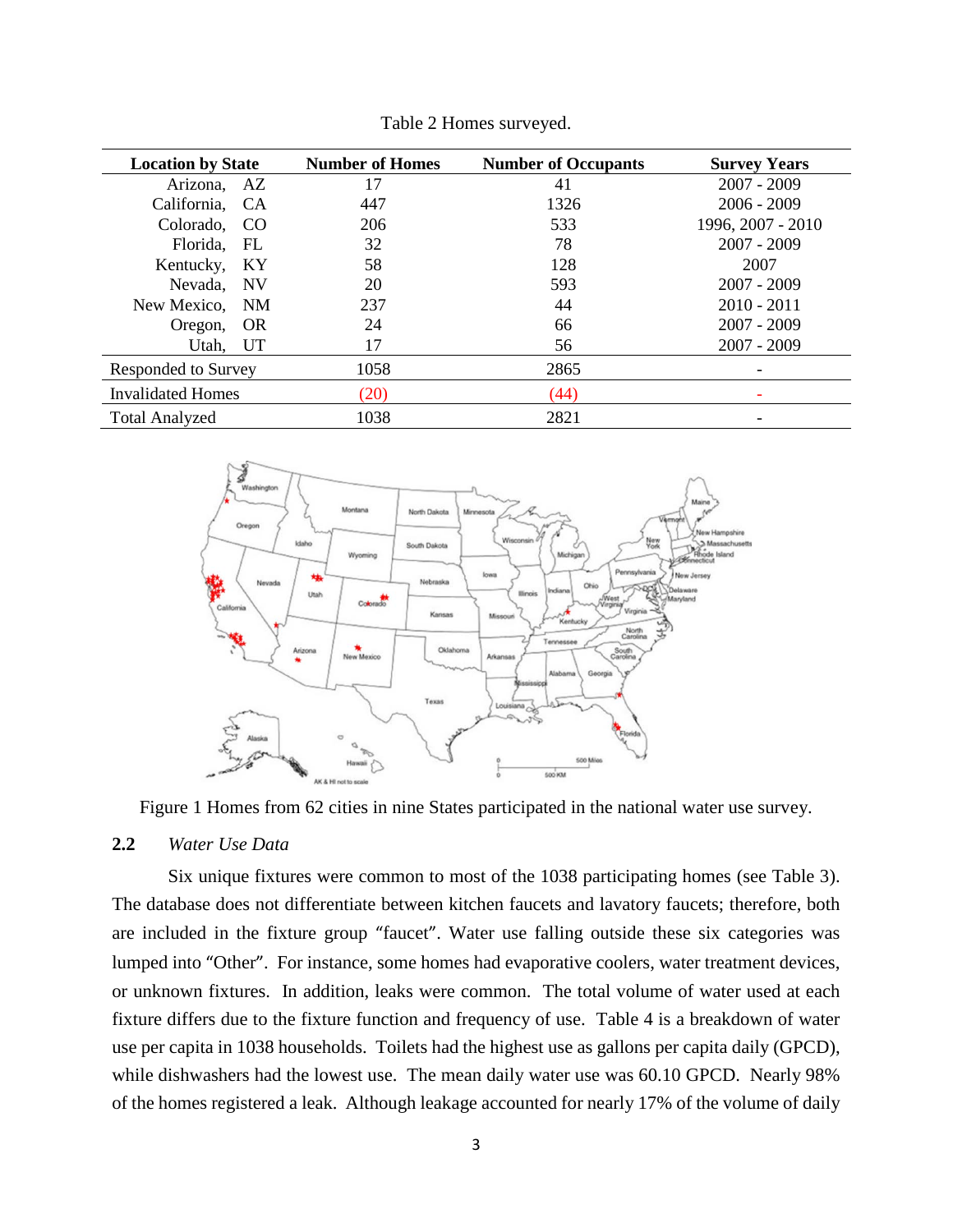Table 2 Homes surveyed.

| Location by State | Number of Homes | Number of Occupants | Survey Years |
|---|---|---|---|
| Arizona, AZ | 17 | 41 | 2007 - 2009 |
| California, CA | 447 | 1326 | 2006 - 2009 |
| Colorado, CO | 206 | 533 | 1996, 2007 - 2010 |
| Florida, FL | 32 | 78 | 2007 - 2009 |
| Kentucky, KY | 58 | 128 | 2007 |
| Nevada, NV | 20 | 593 | 2007 - 2009 |
| New Mexico, NM | 237 | 44 | 2010 - 2011 |
| Oregon, OR | 24 | 66 | 2007 - 2009 |
| Utah, UT | 17 | 56 | 2007 - 2009 |
| Responded to Survey | 1058 | 2865 | - |
| Invalidated Homes | (20) | (44) | - |
| Total Analyzed | 1038 | 2821 | - |

Figure 1 Homes from 62 cities in nine States participated in the national water use survey.

## 2.2 *Water Use Data*

Six unique fixtures were common to most of the 1038 participating homes (see Table 3). The database does not differentiate between kitchen faucets and lavatory faucets; therefore, both are included in the fixture group "faucet". Water use falling outside these six categories was lumped into "Other". For instance, some homes had evaporative coolers, water treatment devices, or unknown fixtures. In addition, leaks were common. The total volume of water used at each fixture differs due to the fixture function and frequency of use. Table 4 is a breakdown of water use per capita in 1038 households. Toilets had the highest use as gallons per capita daily (GPCD), while dishwashers had the lowest use. The mean daily water use was 60.10 GPCD. Nearly 98% of the homes registered a leak. Although leakage accounted for nearly 17% of the volume of daily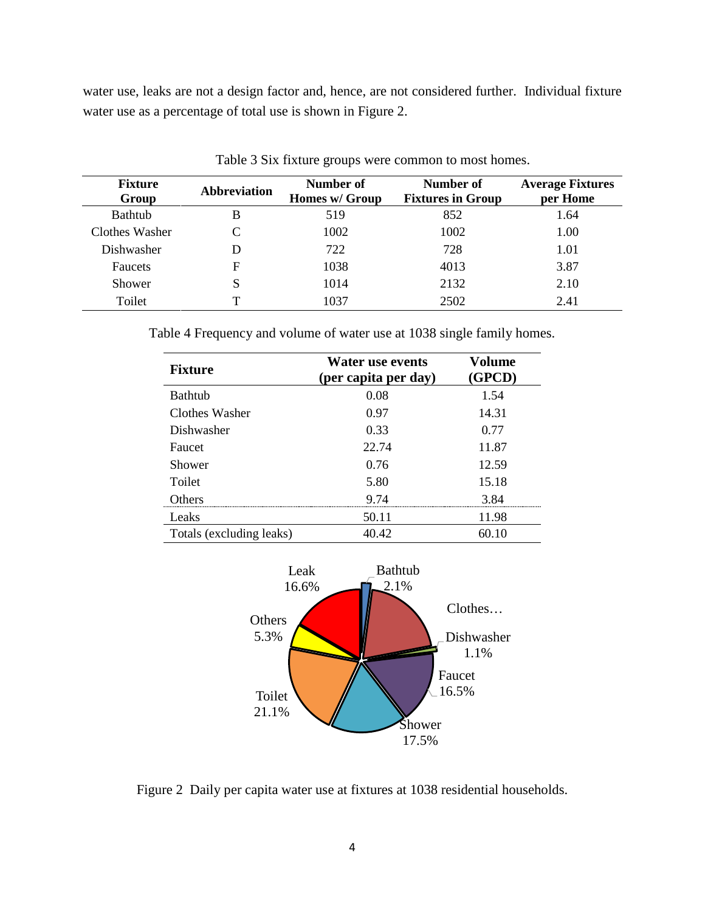water use, leaks are not a design factor and, hence, are not considered further. Individual fixture water use as a percentage of total use is shown in Figure 2.

Table 3 Six fixture groups were common to most homes.

| Fixture Group | Abbreviation | Number of Homes w/ Group | Number of Fixtures in Group | Average Fixtures per Home |
|---|---|---|---|---|
| Bathtub | B | 519 | 852 | 1.64 |
| Clothes Washer | C | 1002 | 1002 | 1.00 |
| Dishwasher | D | 722 | 728 | 1.01 |
| Faucets | F | 1038 | 4013 | 3.87 |
| Shower | S | 1014 | 2132 | 2.10 |
| Toilet | T | 1037 | 2502 | 2.41 |

Table 4 Frequency and volume of water use at 1038 single family homes.

| Fixture | Water use events (per capita per day) | Volume (GPCD) |
|---|---|---|
| Bathtub | 0.08 | 1.54 |
| Clothes Washer | 0.97 | 14.31 |
| Dishwasher | 0.33 | 0.77 |
| Faucet | 22.74 | 11.87 |
| Shower | 0.76 | 12.59 |
| Toilet | 5.80 | 15.18 |
| Others | 9.74 | 3.84 |
| Leaks | 50.11 | 11.98 |
| Totals (excluding leaks) | 40.42 | 60.10 |

Figure 2 Daily per capita water use at fixtures at 1038 residential households.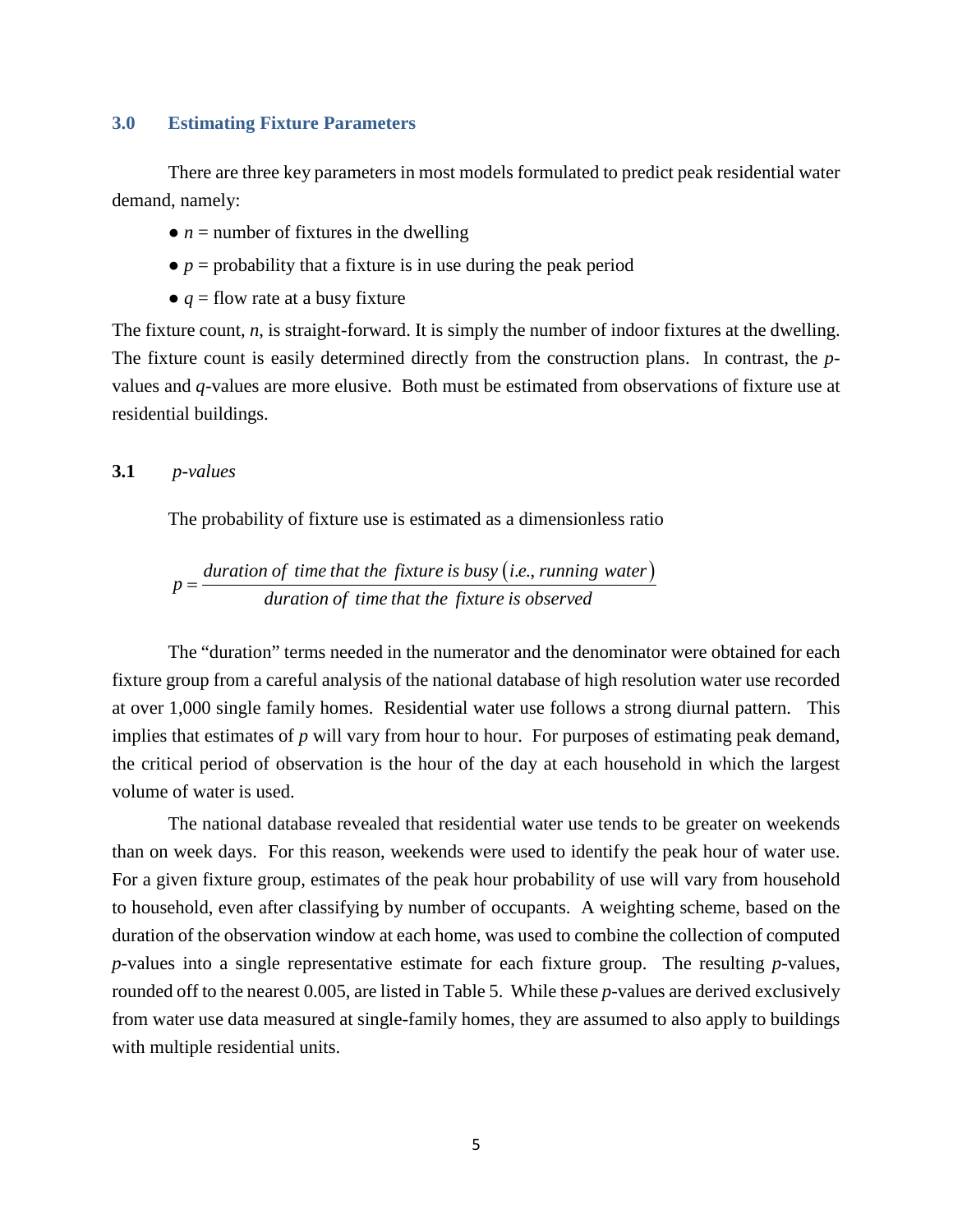## 3.0 Estimating Fixture Parameters

There are three key parameters in most models formulated to predict peak residential water demand, namely:

- $n$ = number of fixtures in the dwelling
- $p$ = probability that a fixture is in use during the peak period
- $q$ = flow rate at a busy fixture

The fixture count, $n$, is straight-forward. It is simply the number of indoor fixtures at the dwelling. The fixture count is easily determined directly from the construction plans. In contrast, the $p$-values and $q$-values are more elusive. Both must be estimated from observations of fixture use at residential buildings.

### 3.1 *p-values*

The probability of fixture use is estimated as a dimensionless ratio

$$p = \frac{\text{duration of time that the fixture is busy (i.e., running water)}}{\text{duration of time that the fixture is observed}}$$

The "duration" terms needed in the numerator and the denominator were obtained for each fixture group from a careful analysis of the national database of high resolution water use recorded at over 1,000 single family homes. Residential water use follows a strong diurnal pattern. This implies that estimates of $p$ will vary from hour to hour. For purposes of estimating peak demand, the critical period of observation is the hour of the day at each household in which the largest volume of water is used.

The national database revealed that residential water use tends to be greater on weekends than on week days. For this reason, weekends were used to identify the peak hour of water use. For a given fixture group, estimates of the peak hour probability of use will vary from household to household, even after classifying by number of occupants. A weighting scheme, based on the duration of the observation window at each home, was used to combine the collection of computed $p$-values into a single representative estimate for each fixture group. The resulting $p$-values, rounded off to the nearest 0.005, are listed in Table 5. While these $p$-values are derived exclusively from water use data measured at single-family homes, they are assumed to also apply to buildings with multiple residential units.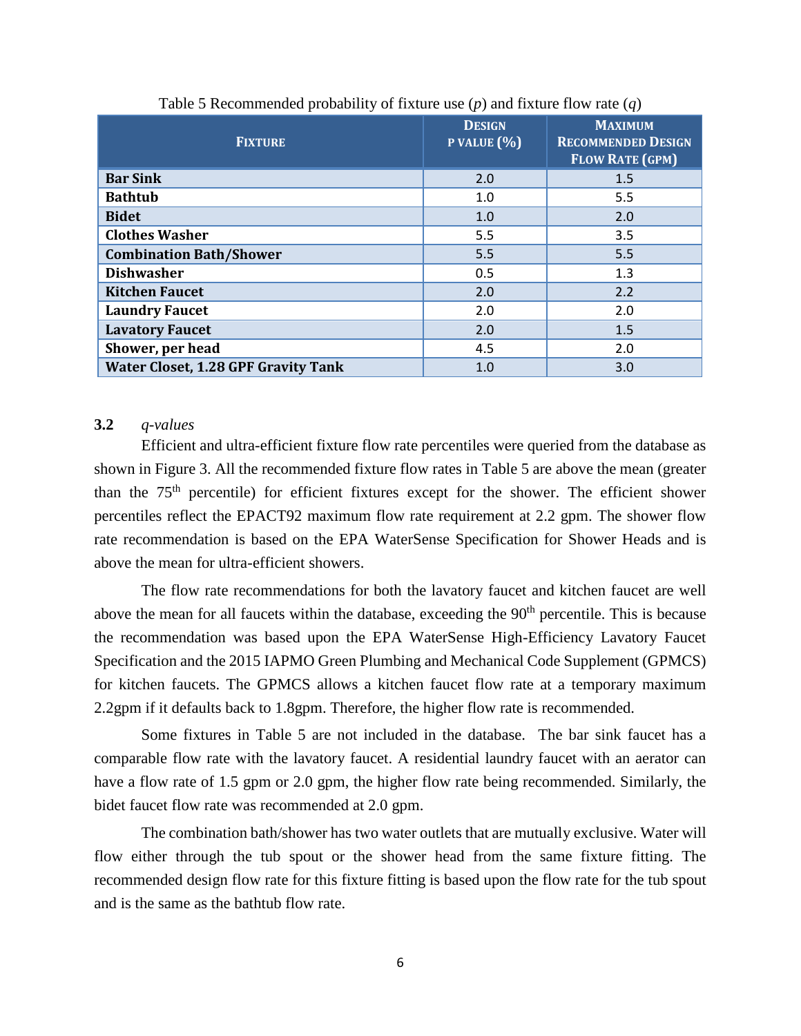Table 5 Recommended probability of fixture use (*p*) and fixture flow rate (*q*)

| Fixture | Design p value (%) | Maximum Recommended Design Flow Rate (gpm) |
|---|---|---|
| **Bar Sink** | 2.0 | 1.5 |
| **Bathtub** | 1.0 | 5.5 |
| **Bidet** | 1.0 | 2.0 |
| **Clothes Washer** | 5.5 | 3.5 |
| **Combination Bath/Shower** | 5.5 | 5.5 |
| **Dishwasher** | 0.5 | 1.3 |
| **Kitchen Faucet** | 2.0 | 2.2 |
| **Laundry Faucet** | 2.0 | 2.0 |
| **Lavatory Faucet** | 2.0 | 1.5 |
| **Shower, per head** | 4.5 | 2.0 |
| **Water Closet, 1.28 GPF Gravity Tank** | 1.0 | 3.0 |

### 3.2 *q-values*

Efficient and ultra-efficient fixture flow rate percentiles were queried from the database as shown in Figure 3. All the recommended fixture flow rates in Table 5 are above the mean (greater than the 75th percentile) for efficient fixtures except for the shower. The efficient shower percentiles reflect the EPACT92 maximum flow rate requirement at 2.2 gpm. The shower flow rate recommendation is based on the EPA WaterSense Specification for Shower Heads and is above the mean for ultra-efficient showers.

The flow rate recommendations for both the lavatory faucet and kitchen faucet are well above the mean for all faucets within the database, exceeding the 90th percentile. This is because the recommendation was based upon the EPA WaterSense High-Efficiency Lavatory Faucet Specification and the 2015 IAPMO Green Plumbing and Mechanical Code Supplement (GPMCS) for kitchen faucets. The GPMCS allows a kitchen faucet flow rate at a temporary maximum 2.2gpm if it defaults back to 1.8gpm. Therefore, the higher flow rate is recommended.

Some fixtures in Table 5 are not included in the database. The bar sink faucet has a comparable flow rate with the lavatory faucet. A residential laundry faucet with an aerator can have a flow rate of 1.5 gpm or 2.0 gpm, the higher flow rate being recommended. Similarly, the bidet faucet flow rate was recommended at 2.0 gpm.

The combination bath/shower has two water outlets that are mutually exclusive. Water will flow either through the tub spout or the shower head from the same fixture fitting. The recommended design flow rate for this fixture fitting is based upon the flow rate for the tub spout and is the same as the bathtub flow rate.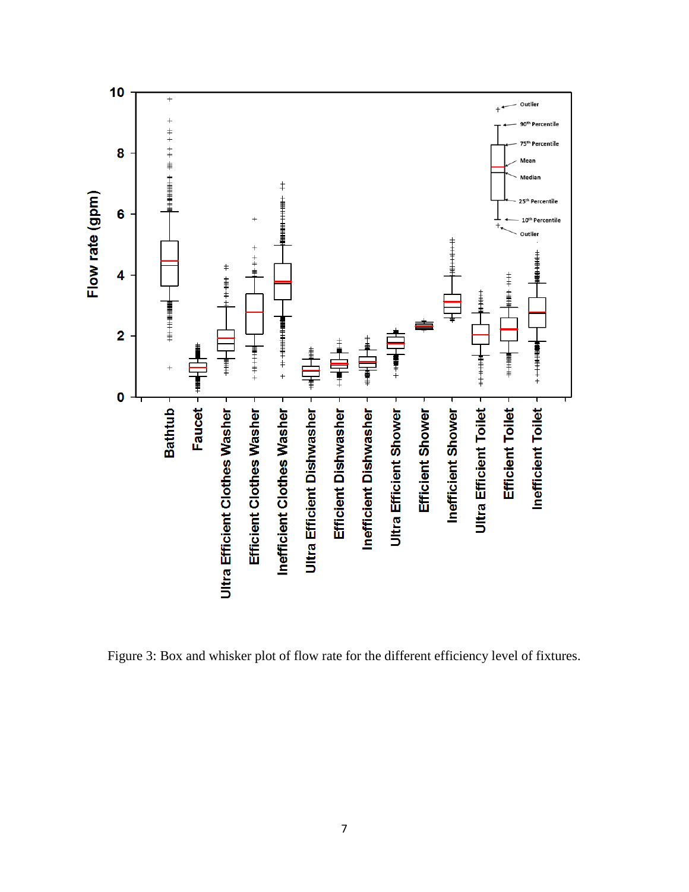Figure 3: Box and whisker plot of flow rate for the different efficiency level of fixtures.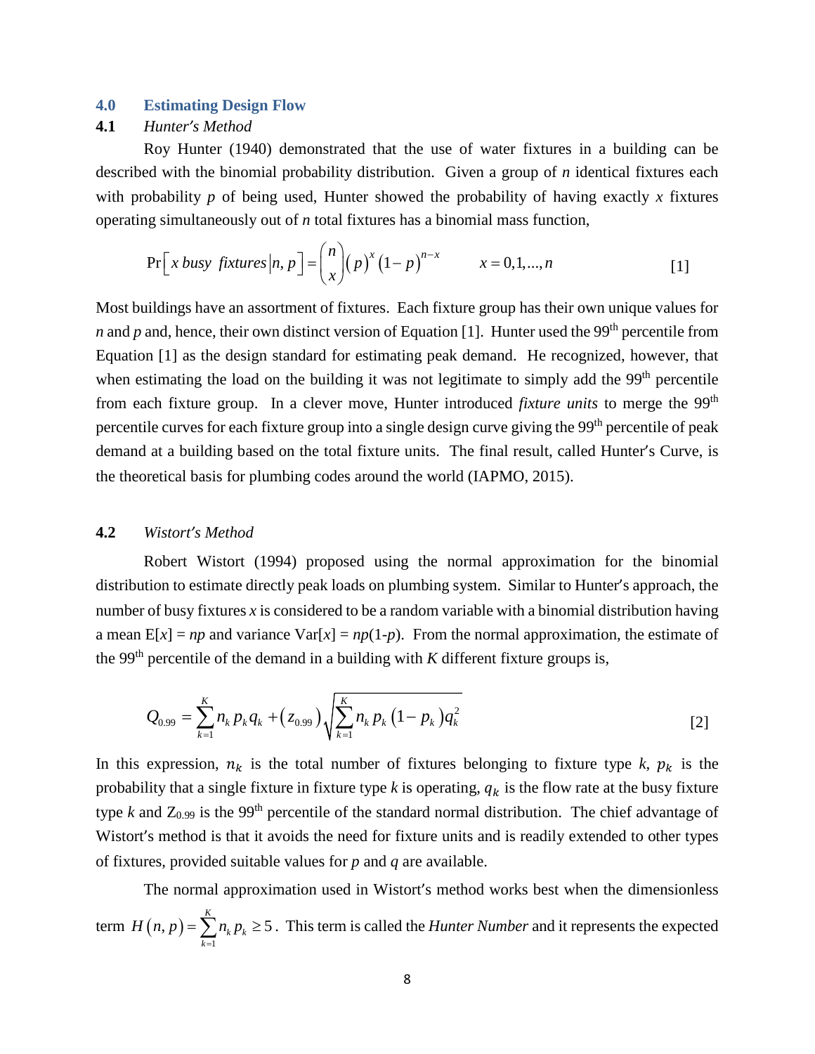## 4.0 Estimating Design Flow

### 4.1 *Hunter's Method*

Roy Hunter (1940) demonstrated that the use of water fixtures in a building can be described with the binomial probability distribution. Given a group of $n$ identical fixtures each with probability $p$ of being used, Hunter showed the probability of having exactly $x$ fixtures operating simultaneously out of $n$ total fixtures has a binomial mass function,

$$\Pr\left[x\ busy\ \ fixtures \middle| n, p\right] = \binom{n}{x}(p)^x(1-p)^{n-x} \qquad x = 0,1,...,n \qquad [1]$$

Most buildings have an assortment of fixtures. Each fixture group has their own unique values for $n$ and $p$ and, hence, their own distinct version of Equation [1]. Hunter used the 99th percentile from Equation [1] as the design standard for estimating peak demand. He recognized, however, that when estimating the load on the building it was not legitimate to simply add the 99th percentile from each fixture group. In a clever move, Hunter introduced *fixture units* to merge the 99th percentile curves for each fixture group into a single design curve giving the 99th percentile of peak demand at a building based on the total fixture units. The final result, called Hunter's Curve, is the theoretical basis for plumbing codes around the world (IAPMO, 2015).

### 4.2 *Wistort's Method*

Robert Wistort (1994) proposed using the normal approximation for the binomial distribution to estimate directly peak loads on plumbing system. Similar to Hunter's approach, the number of busy fixtures $x$ is considered to be a random variable with a binomial distribution having a mean $E[x] = np$ and variance $Var[x] = np(1-p)$. From the normal approximation, the estimate of the 99th percentile of the demand in a building with $K$ different fixture groups is,

$$Q_{0.99} = \sum_{k=1}^{K} n_k p_k q_k + \left(z_{0.99}\right)\sqrt{\sum_{k=1}^{K} n_k p_k \left(1-p_k\right) q_k^2} \qquad [2]$$

In this expression, $n_k$ is the total number of fixtures belonging to fixture type $k$, $p_k$ is the probability that a single fixture in fixture type $k$ is operating, $q_k$ is the flow rate at the busy fixture type $k$ and $Z_{0.99}$ is the 99th percentile of the standard normal distribution. The chief advantage of Wistort's method is that it avoids the need for fixture units and is readily extended to other types of fixtures, provided suitable values for $p$ and $q$ are available.

The normal approximation used in Wistort's method works best when the dimensionless term $H(n, p) = \sum_{k=1}^{K} n_k p_k \geq 5$. This term is called the *Hunter Number* and it represents the expected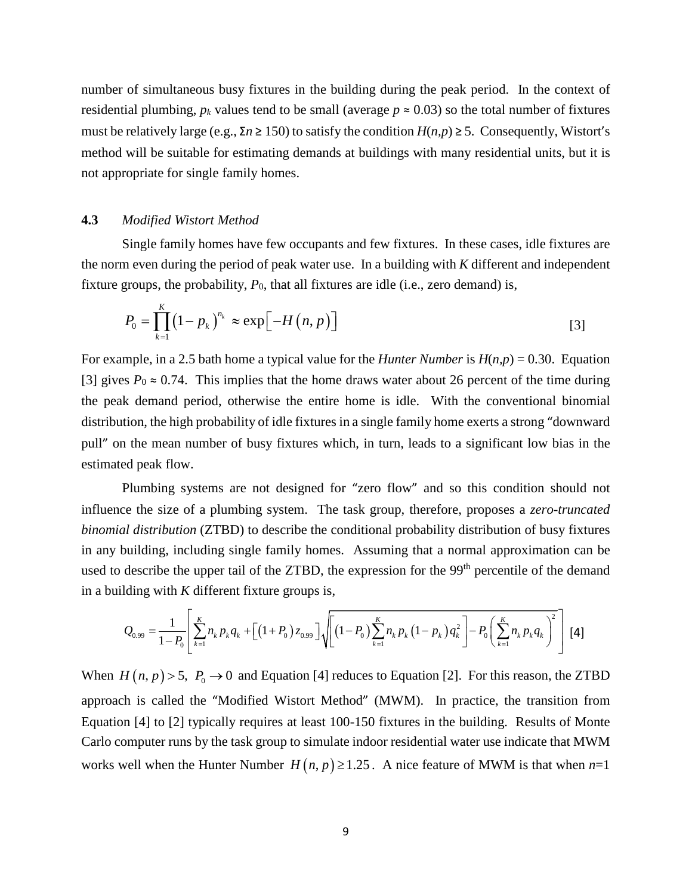number of simultaneous busy fixtures in the building during the peak period. In the context of residential plumbing, $p_k$ values tend to be small (average $p \approx 0.03$) so the total number of fixtures must be relatively large (e.g., $\Sigma n \geq 150$) to satisfy the condition $H(n,p) \geq 5$. Consequently, Wistort's method will be suitable for estimating demands at buildings with many residential units, but it is not appropriate for single family homes.

### 4.3 *Modified Wistort Method*

Single family homes have few occupants and few fixtures. In these cases, idle fixtures are the norm even during the period of peak water use. In a building with $K$ different and independent fixture groups, the probability, $P_0$, that all fixtures are idle (i.e., zero demand) is,

$$P_0 = \prod_{k=1}^{K} \left(1 - p_k\right)^{n_k} \approx \exp\left[-H\left(n, p\right)\right] \qquad [3]$$

For example, in a 2.5 bath home a typical value for the *Hunter Number* is $H(n,p) = 0.30$. Equation [3] gives $P_0 \approx 0.74$. This implies that the home draws water about 26 percent of the time during the peak demand period, otherwise the entire home is idle. With the conventional binomial distribution, the high probability of idle fixtures in a single family home exerts a strong "downward pull" on the mean number of busy fixtures which, in turn, leads to a significant low bias in the estimated peak flow.

Plumbing systems are not designed for "zero flow" and so this condition should not influence the size of a plumbing system. The task group, therefore, proposes a *zero-truncated binomial distribution* (ZTBD) to describe the conditional probability distribution of busy fixtures in any building, including single family homes. Assuming that a normal approximation can be used to describe the upper tail of the ZTBD, the expression for the 99th percentile of the demand in a building with $K$ different fixture groups is,

$$Q_{0.99} = \frac{1}{1-P_0}\left[\sum_{k=1}^{K} n_k p_k q_k + \left[\left(1+P_0\right) z_{0.99}\right]\sqrt{\left[\left(1-P_0\right)\sum_{k=1}^{K} n_k p_k \left(1-p_k\right) q_k^2\right] - P_0\left(\sum_{k=1}^{K} n_k p_k q_k\right)^2}\,\right] \qquad [4]$$

When $H\left(n, p\right) > 5,\; P_0 \to 0$ and Equation [4] reduces to Equation [2]. For this reason, the ZTBD approach is called the "Modified Wistort Method" (MWM). In practice, the transition from Equation [4] to [2] typically requires at least 100-150 fixtures in the building. Results of Monte Carlo computer runs by the task group to simulate indoor residential water use indicate that MWM works well when the Hunter Number $H\left(n, p\right) \geq 1.25$. A nice feature of MWM is that when $n$=1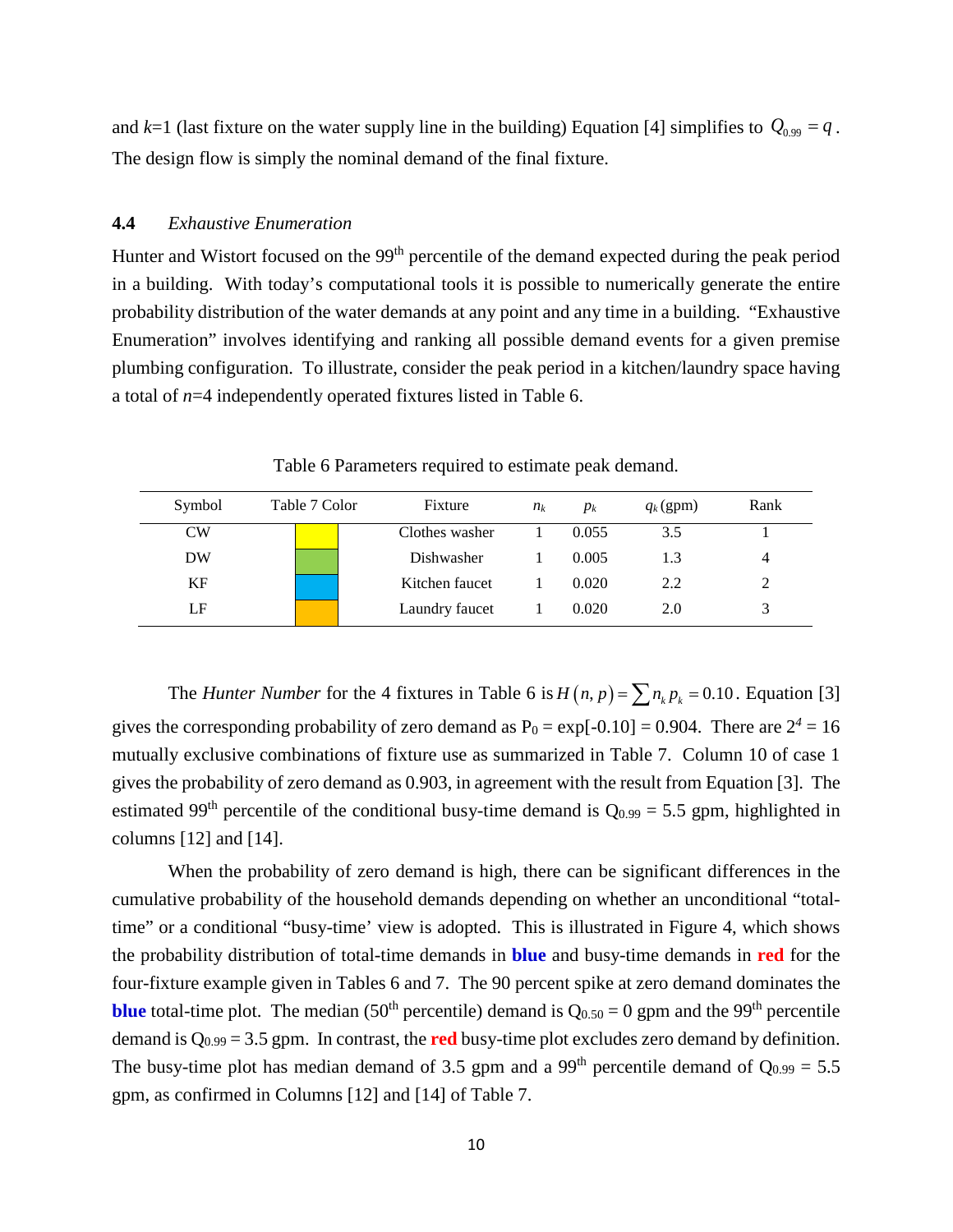and $k$=1 (last fixture on the water supply line in the building) Equation [4] simplifies to $Q_{0.99} = q$. The design flow is simply the nominal demand of the final fixture.

### 4.4 *Exhaustive Enumeration*

Hunter and Wistort focused on the 99th percentile of the demand expected during the peak period in a building. With today's computational tools it is possible to numerically generate the entire probability distribution of the water demands at any point and any time in a building. "Exhaustive Enumeration" involves identifying and ranking all possible demand events for a given premise plumbing configuration. To illustrate, consider the peak period in a kitchen/laundry space having a total of $n$=4 independently operated fixtures listed in Table 6.

Table 6 Parameters required to estimate peak demand.

| Symbol | Table 7 Color | Fixture | $n_k$ | $p_k$ | $q_k$ (gpm) | Rank |
|---|---|---|---|---|---|---|
| CW | (yellow) | Clothes washer | 1 | 0.055 | 3.5 | 1 |
| DW | (green) | Dishwasher | 1 | 0.005 | 1.3 | 4 |
| KF | (blue) | Kitchen faucet | 1 | 0.020 | 2.2 | 2 |
| LF | (orange) | Laundry faucet | 1 | 0.020 | 2.0 | 3 |

The *Hunter Number* for the 4 fixtures in Table 6 is $H(n, p) = \sum n_k p_k = 0.10$. Equation [3] gives the corresponding probability of zero demand as $P_0 = \exp[-0.10] = 0.904$. There are $2^4 = 16$ mutually exclusive combinations of fixture use as summarized in Table 7. Column 10 of case 1 gives the probability of zero demand as 0.903, in agreement with the result from Equation [3]. The estimated 99th percentile of the conditional busy-time demand is $Q_{0.99}$ = 5.5 gpm, highlighted in columns [12] and [14].

When the probability of zero demand is high, there can be significant differences in the cumulative probability of the household demands depending on whether an unconditional "total-time" or a conditional "busy-time' view is adopted. This is illustrated in Figure 4, which shows the probability distribution of total-time demands in **blue** and busy-time demands in **red** for the four-fixture example given in Tables 6 and 7. The 90 percent spike at zero demand dominates the **blue** total-time plot. The median (50th percentile) demand is $Q_{0.50}$ = 0 gpm and the 99th percentile demand is $Q_{0.99}$ = 3.5 gpm. In contrast, the **red** busy-time plot excludes zero demand by definition. The busy-time plot has median demand of 3.5 gpm and a 99th percentile demand of $Q_{0.99}$ = 5.5 gpm, as confirmed in Columns [12] and [14] of Table 7.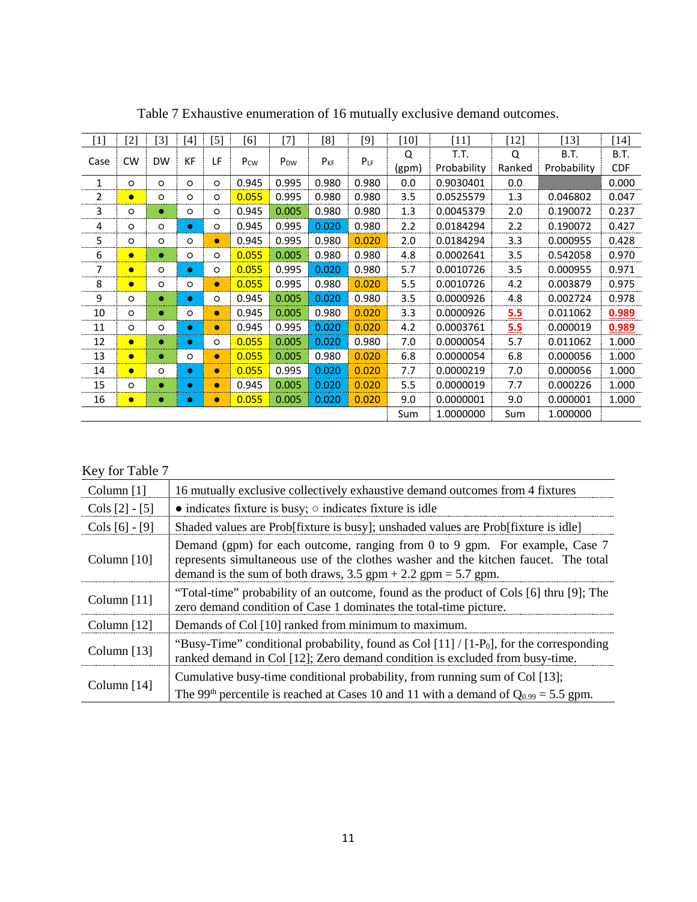Table 7 Exhaustive enumeration of 16 mutually exclusive demand outcomes.

| [1] | [2] | [3] | [4] | [5] | [6] | [7] | [8] | [9] | [10] | [11] | [12] | [13] | [14] |
|---|---|---|---|---|---|---|---|---|---|---|---|---|---|
| Case | CW | DW | KF | LF | $P_{CW}$ | $P_{DW}$ | $P_{KF}$ | $P_{LF}$ | Q (gpm) | T.T. Probability | Q Ranked | B.T. Probability | B.T. CDF |
| 1 | ○ | ○ | ○ | ○ | 0.945 | 0.995 | 0.980 | 0.980 | 0.0 | 0.9030401 | 0.0 | | 0.000 |
| 2 | ● | ○ | ○ | ○ | 0.055 | 0.995 | 0.980 | 0.980 | 3.5 | 0.0525579 | 1.3 | 0.046802 | 0.047 |
| 3 | ○ | ● | ○ | ○ | 0.945 | 0.005 | 0.980 | 0.980 | 1.3 | 0.0045379 | 2.0 | 0.190072 | 0.237 |
| 4 | ○ | ○ | ● | ○ | 0.945 | 0.995 | 0.020 | 0.980 | 2.2 | 0.0184294 | 2.2 | 0.190072 | 0.427 |
| 5 | ○ | ○ | ○ | ● | 0.945 | 0.995 | 0.980 | 0.020 | 2.0 | 0.0184294 | 3.3 | 0.000955 | 0.428 |
| 6 | ● | ● | ○ | ○ | 0.055 | 0.005 | 0.980 | 0.980 | 4.8 | 0.0002641 | 3.5 | 0.542058 | 0.970 |
| 7 | ● | ○ | ● | ○ | 0.055 | 0.995 | 0.020 | 0.980 | 5.7 | 0.0010726 | 3.5 | 0.000955 | 0.971 |
| 8 | ● | ○ | ○ | ● | 0.055 | 0.995 | 0.980 | 0.020 | 5.5 | 0.0010726 | 4.2 | 0.003879 | 0.975 |
| 9 | ○ | ● | ● | ○ | 0.945 | 0.005 | 0.020 | 0.980 | 3.5 | 0.0000926 | 4.8 | 0.002724 | 0.978 |
| 10 | ○ | ● | ○ | ● | 0.945 | 0.005 | 0.980 | 0.020 | 3.3 | 0.0000926 | **5.5** | 0.011062 | **0.989** |
| 11 | ○ | ○ | ● | ● | 0.945 | 0.995 | 0.020 | 0.020 | 4.2 | 0.0003761 | **5.5** | 0.000019 | **0.989** |
| 12 | ● | ● | ● | ○ | 0.055 | 0.005 | 0.020 | 0.980 | 7.0 | 0.0000054 | 5.7 | 0.011062 | 1.000 |
| 13 | ● | ● | ○ | ● | 0.055 | 0.005 | 0.980 | 0.020 | 6.8 | 0.0000054 | 6.8 | 0.000056 | 1.000 |
| 14 | ● | ○ | ● | ● | 0.055 | 0.995 | 0.020 | 0.020 | 7.7 | 0.0000219 | 7.0 | 0.000056 | 1.000 |
| 15 | ○ | ● | ● | ● | 0.945 | 0.005 | 0.020 | 0.020 | 5.5 | 0.0000019 | 7.7 | 0.000226 | 1.000 |
| 16 | ● | ● | ● | ● | 0.055 | 0.005 | 0.020 | 0.020 | 9.0 | 0.0000001 | 9.0 | 0.000001 | 1.000 |
| | | | | | | | | | Sum | 1.0000000 | Sum | 1.000000 | |

Key for Table 7

| | |
|---|---|
| Column [1] | 16 mutually exclusive collectively exhaustive demand outcomes from 4 fixtures |
| Cols [2] - [5] | ● indicates fixture is busy; ○ indicates fixture is idle |
| Cols [6] - [9] | Shaded values are Prob[fixture is busy]; unshaded values are Prob[fixture is idle] |
| Column [10] | Demand (gpm) for each outcome, ranging from 0 to 9 gpm. For example, Case 7 represents simultaneous use of the clothes washer and the kitchen faucet. The total demand is the sum of both draws, 3.5 gpm + 2.2 gpm = 5.7 gpm. |
| Column [11] | "Total-time" probability of an outcome, found as the product of Cols [6] thru [9]; The zero demand condition of Case 1 dominates the total-time picture. |
| Column [12] | Demands of Col [10] ranked from minimum to maximum. |
| Column [13] | "Busy-Time" conditional probability, found as Col [11] / $[1-P_0]$, for the corresponding ranked demand in Col [12]; Zero demand condition is excluded from busy-time. |
| Column [14] | Cumulative busy-time conditional probability, from running sum of Col [13]; The 99th percentile is reached at Cases 10 and 11 with a demand of $Q_{0.99}$ = 5.5 gpm. |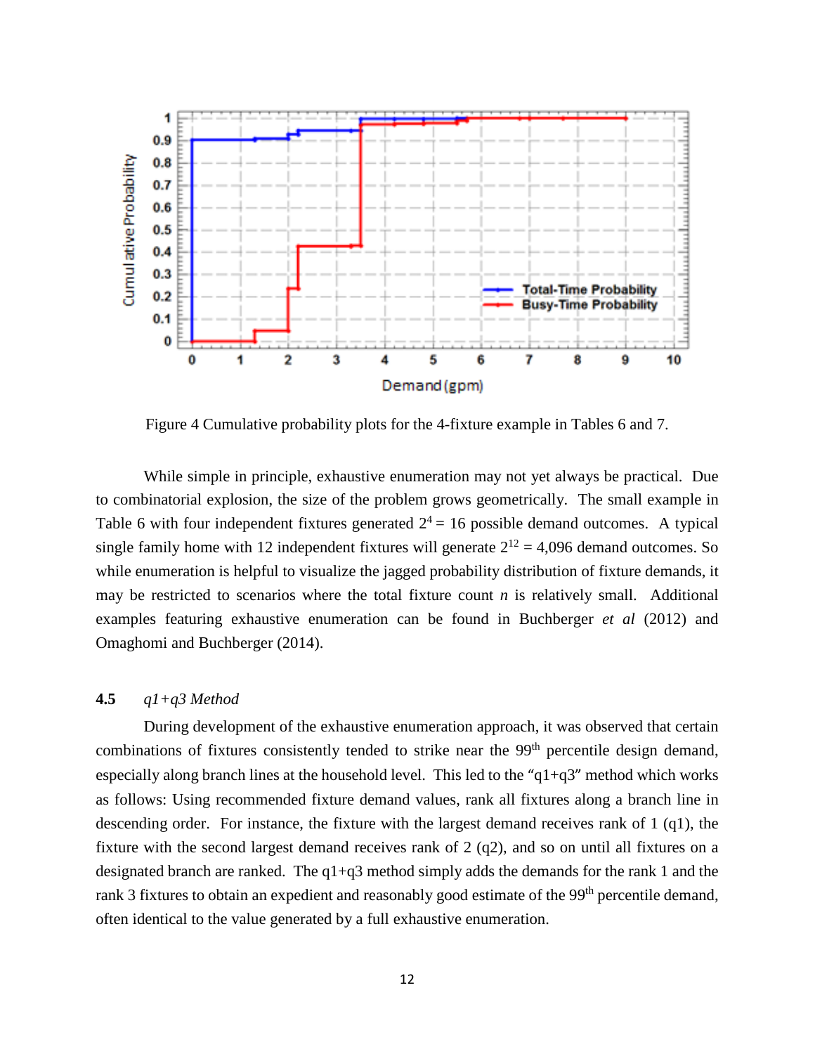Figure 4 Cumulative probability plots for the 4-fixture example in Tables 6 and 7.

While simple in principle, exhaustive enumeration may not yet always be practical. Due to combinatorial explosion, the size of the problem grows geometrically. The small example in Table 6 with four independent fixtures generated $2^4 = 16$ possible demand outcomes. A typical single family home with 12 independent fixtures will generate $2^{12} = 4{,}096$ demand outcomes. So while enumeration is helpful to visualize the jagged probability distribution of fixture demands, it may be restricted to scenarios where the total fixture count $n$ is relatively small. Additional examples featuring exhaustive enumeration can be found in Buchberger *et al* (2012) and Omaghomi and Buchberger (2014).

### 4.5 *q1+q3 Method*

During development of the exhaustive enumeration approach, it was observed that certain combinations of fixtures consistently tended to strike near the 99th percentile design demand, especially along branch lines at the household level. This led to the "q1+q3" method which works as follows: Using recommended fixture demand values, rank all fixtures along a branch line in descending order. For instance, the fixture with the largest demand receives rank of 1 (q1), the fixture with the second largest demand receives rank of 2 (q2), and so on until all fixtures on a designated branch are ranked. The q1+q3 method simply adds the demands for the rank 1 and the rank 3 fixtures to obtain an expedient and reasonably good estimate of the 99th percentile demand, often identical to the value generated by a full exhaustive enumeration.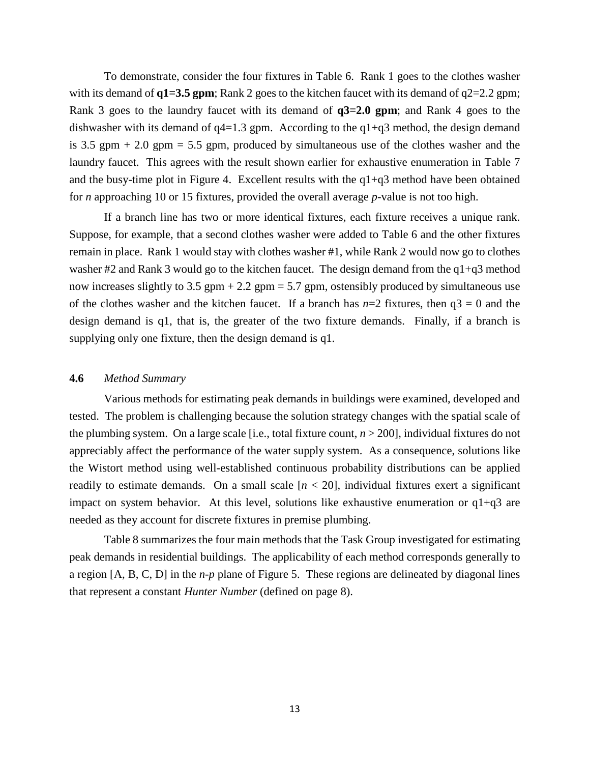To demonstrate, consider the four fixtures in Table 6. Rank 1 goes to the clothes washer with its demand of **$q1$=3.5 gpm**; Rank 2 goes to the kitchen faucet with its demand of $q2$=2.2 gpm; Rank 3 goes to the laundry faucet with its demand of **$q3$=2.0 gpm**; and Rank 4 goes to the dishwasher with its demand of $q4$=1.3 gpm. According to the q1+q3 method, the design demand is 3.5 gpm + 2.0 gpm = 5.5 gpm, produced by simultaneous use of the clothes washer and the laundry faucet. This agrees with the result shown earlier for exhaustive enumeration in Table 7 and the busy-time plot in Figure 4. Excellent results with the q1+q3 method have been obtained for $n$ approaching 10 or 15 fixtures, provided the overall average $p$-value is not too high.

If a branch line has two or more identical fixtures, each fixture receives a unique rank. Suppose, for example, that a second clothes washer were added to Table 6 and the other fixtures remain in place. Rank 1 would stay with clothes washer #1, while Rank 2 would now go to clothes washer #2 and Rank 3 would go to the kitchen faucet. The design demand from the q1+q3 method now increases slightly to 3.5 gpm + 2.2 gpm = 5.7 gpm, ostensibly produced by simultaneous use of the clothes washer and the kitchen faucet. If a branch has $n$=2 fixtures, then $q3 = 0$ and the design demand is q1, that is, the greater of the two fixture demands. Finally, if a branch is supplying only one fixture, then the design demand is q1.

### **4.6** *Method Summary*

Various methods for estimating peak demands in buildings were examined, developed and tested. The problem is challenging because the solution strategy changes with the spatial scale of the plumbing system. On a large scale [i.e., total fixture count, $n > 200$], individual fixtures do not appreciably affect the performance of the water supply system. As a consequence, solutions like the Wistort method using well-established continuous probability distributions can be applied readily to estimate demands. On a small scale [$n < 20$], individual fixtures exert a significant impact on system behavior. At this level, solutions like exhaustive enumeration or q1+q3 are needed as they account for discrete fixtures in premise plumbing.

Table 8 summarizes the four main methods that the Task Group investigated for estimating peak demands in residential buildings. The applicability of each method corresponds generally to a region [A, B, C, D] in the $n$-$p$ plane of Figure 5. These regions are delineated by diagonal lines that represent a constant *Hunter Number* (defined on page 8).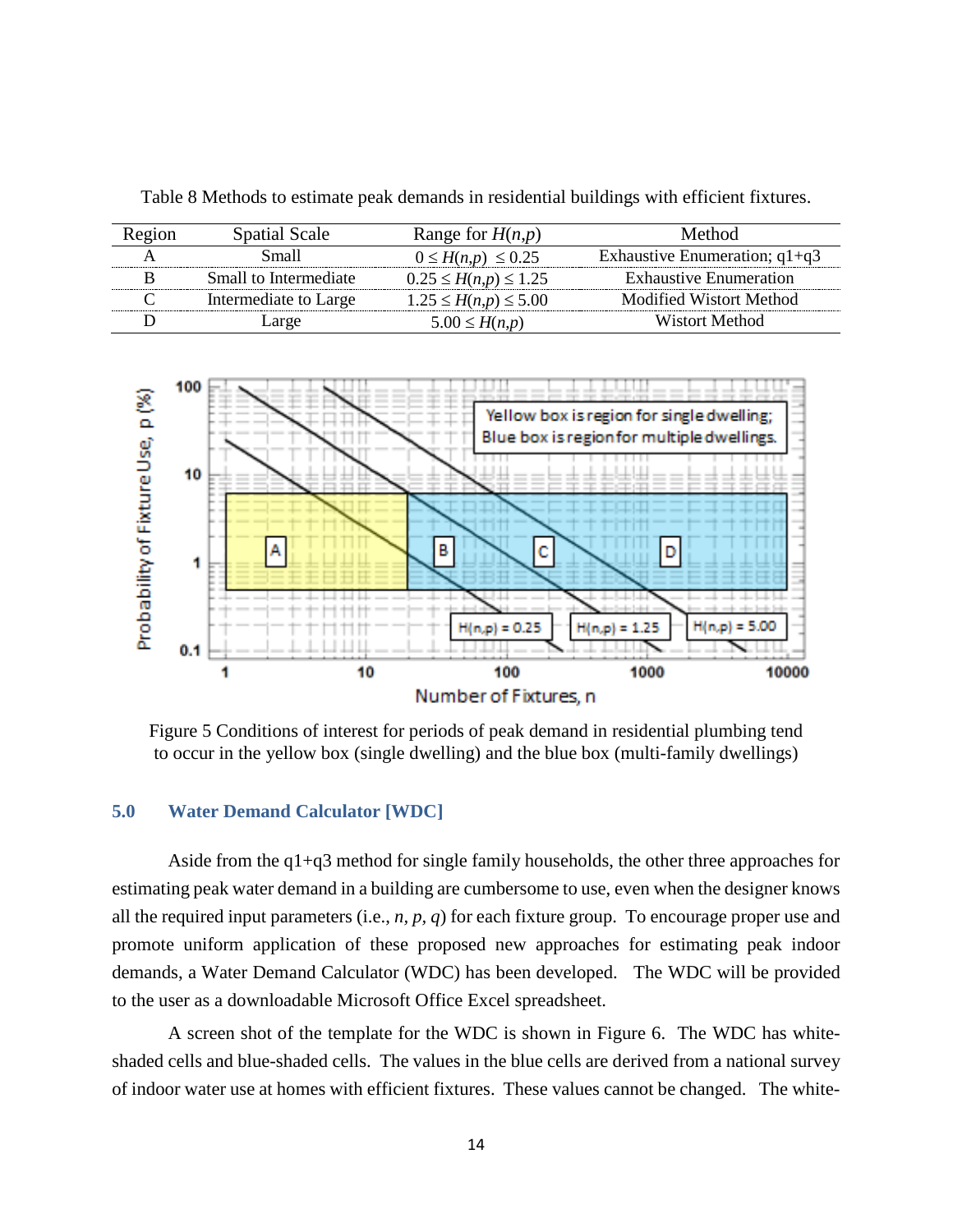Table 8 Methods to estimate peak demands in residential buildings with efficient fixtures.

| Region | Spatial Scale | Range for $H(n,p)$ | Method |
|---|---|---|---|
| A | Small | $0 \leq H(n,p) \leq 0.25$ | Exhaustive Enumeration; q1+q3 |
| B | Small to Intermediate | $0.25 \leq H(n,p) \leq 1.25$ | Exhaustive Enumeration |
| C | Intermediate to Large | $1.25 \leq H(n,p) \leq 5.00$ | Modified Wistort Method |
| D | Large | $5.00 \leq H(n,p)$ | Wistort Method |

Figure 5 Conditions of interest for periods of peak demand in residential plumbing tend to occur in the yellow box (single dwelling) and the blue box (multi-family dwellings)

## 5.0 Water Demand Calculator [WDC]

Aside from the q1+q3 method for single family households, the other three approaches for estimating peak water demand in a building are cumbersome to use, even when the designer knows all the required input parameters (i.e., *n, p, q*) for each fixture group. To encourage proper use and promote uniform application of these proposed new approaches for estimating peak indoor demands, a Water Demand Calculator (WDC) has been developed. The WDC will be provided to the user as a downloadable Microsoft Office Excel spreadsheet.

A screen shot of the template for the WDC is shown in Figure 6. The WDC has white-shaded cells and blue-shaded cells. The values in the blue cells are derived from a national survey of indoor water use at homes with efficient fixtures. These values cannot be changed. The white-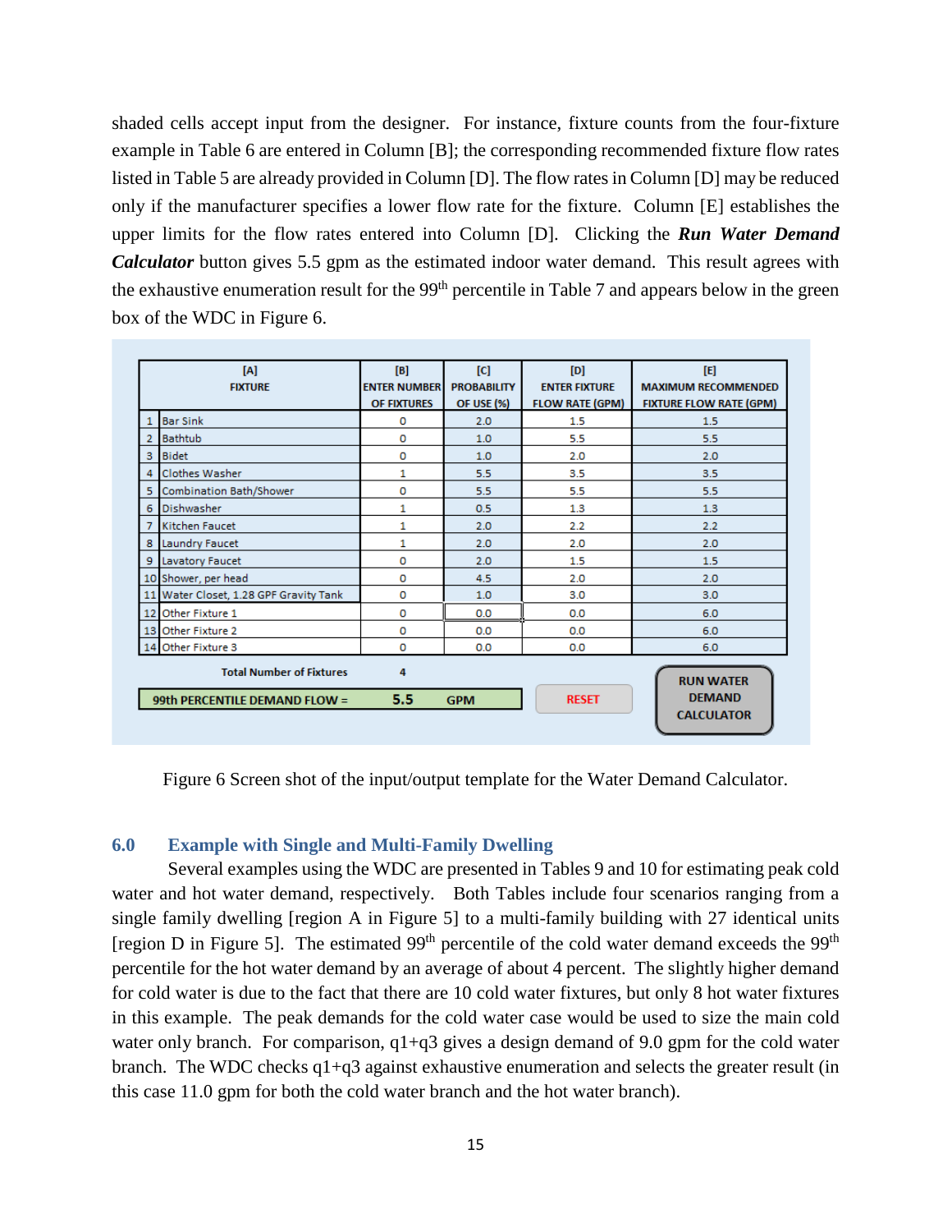shaded cells accept input from the designer. For instance, fixture counts from the four-fixture example in Table 6 are entered in Column [B]; the corresponding recommended fixture flow rates listed in Table 5 are already provided in Column [D]. The flow rates in Column [D] may be reduced only if the manufacturer specifies a lower flow rate for the fixture. Column [E] establishes the upper limits for the flow rates entered into Column [D]. Clicking the ***Run Water Demand Calculator*** button gives 5.5 gpm as the estimated indoor water demand. This result agrees with the exhaustive enumeration result for the 99th percentile in Table 7 and appears below in the green box of the WDC in Figure 6.

| | [A] FIXTURE | [B] ENTER NUMBER OF FIXTURES | [C] PROBABILITY OF USE (%) | [D] ENTER FIXTURE FLOW RATE (GPM) | [E] MAXIMUM RECOMMENDED FIXTURE FLOW RATE (GPM) |
|---|---|---|---|---|---|
| 1 | Bar Sink | 0 | 2.0 | 1.5 | 1.5 |
| 2 | Bathtub | 0 | 1.0 | 5.5 | 5.5 |
| 3 | Bidet | 0 | 1.0 | 2.0 | 2.0 |
| 4 | Clothes Washer | 1 | 5.5 | 3.5 | 3.5 |
| 5 | Combination Bath/Shower | 0 | 5.5 | 5.5 | 5.5 |
| 6 | Dishwasher | 1 | 0.5 | 1.3 | 1.3 |
| 7 | Kitchen Faucet | 1 | 2.0 | 2.2 | 2.2 |
| 8 | Laundry Faucet | 1 | 2.0 | 2.0 | 2.0 |
| 9 | Lavatory Faucet | 0 | 2.0 | 1.5 | 1.5 |
| 10 | Shower, per head | 0 | 4.5 | 2.0 | 2.0 |
| 11 | Water Closet, 1.28 GPF Gravity Tank | 0 | 1.0 | 3.0 | 3.0 |
| 12 | Other Fixture 1 | 0 | 0.0 | 0.0 | 6.0 |
| 13 | Other Fixture 2 | 0 | 0.0 | 0.0 | 6.0 |
| 14 | Other Fixture 3 | 0 | 0.0 | 0.0 | 6.0 |
| | Total Number of Fixtures | 4 | | | |
| | 99th PERCENTILE DEMAND FLOW = | 5.5 | GPM | RESET | RUN WATER DEMAND CALCULATOR |

Figure 6 Screen shot of the input/output template for the Water Demand Calculator.

## 6.0 Example with Single and Multi-Family Dwelling

Several examples using the WDC are presented in Tables 9 and 10 for estimating peak cold water and hot water demand, respectively. Both Tables include four scenarios ranging from a single family dwelling [region A in Figure 5] to a multi-family building with 27 identical units [region D in Figure 5]. The estimated 99th percentile of the cold water demand exceeds the 99th percentile for the hot water demand by an average of about 4 percent. The slightly higher demand for cold water is due to the fact that there are 10 cold water fixtures, but only 8 hot water fixtures in this example. The peak demands for the cold water case would be used to size the main cold water only branch. For comparison, $q1+q3$ gives a design demand of 9.0 gpm for the cold water branch. The WDC checks $q1+q3$ against exhaustive enumeration and selects the greater result (in this case 11.0 gpm for both the cold water branch and the hot water branch).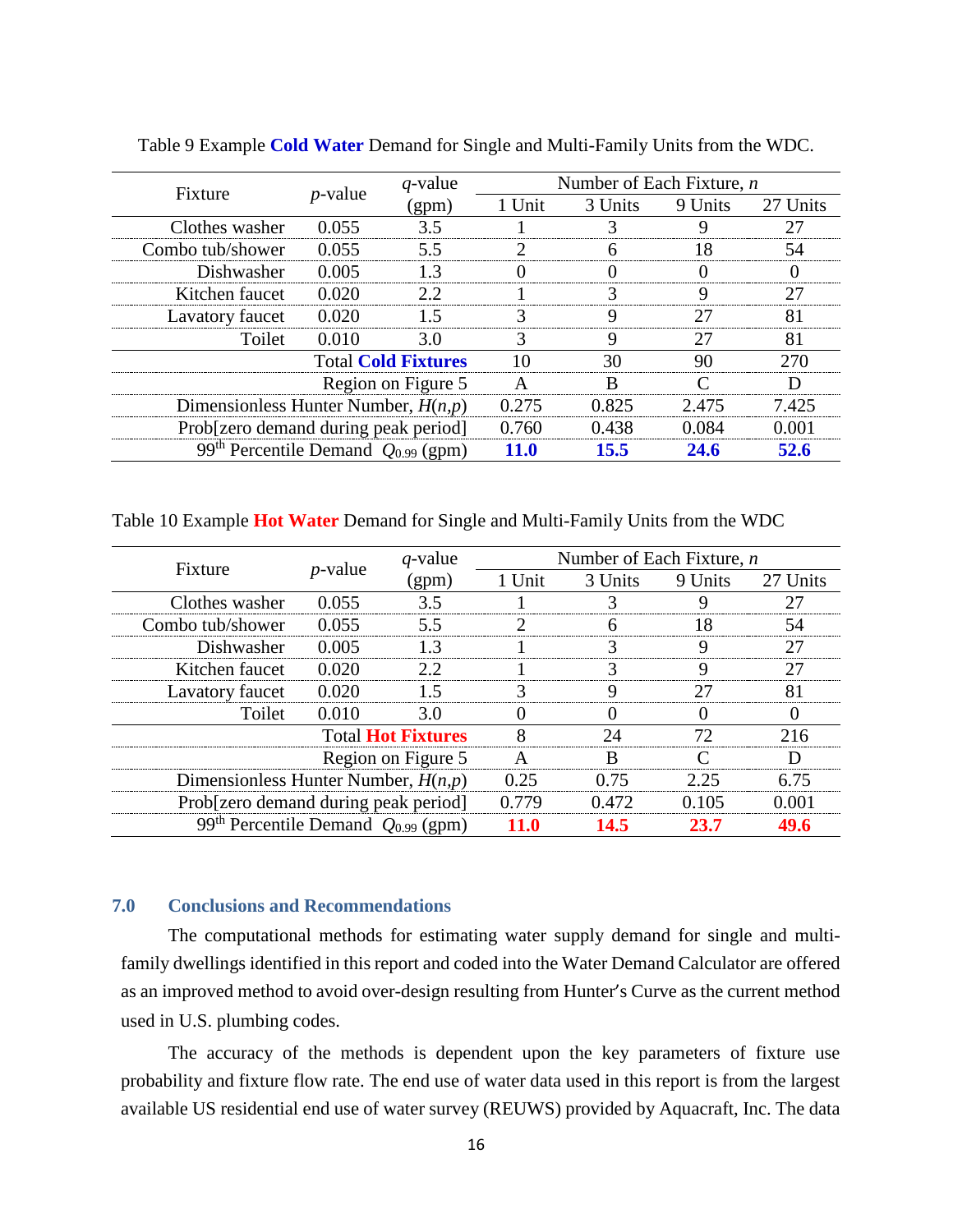Table 9 Example **Cold Water** Demand for Single and Multi-Family Units from the WDC.

| Fixture | $p$-value | $q$-value (gpm) | Number of Each Fixture, $n$ | | | |
|---|---|---|---|---|---|---|
| | | | 1 Unit | 3 Units | 9 Units | 27 Units |
| Clothes washer | 0.055 | 3.5 | 1 | 3 | 9 | 27 |
| Combo tub/shower | 0.055 | 5.5 | 2 | 6 | 18 | 54 |
| Dishwasher | 0.005 | 1.3 | 0 | 0 | 0 | 0 |
| Kitchen faucet | 0.020 | 2.2 | 1 | 3 | 9 | 27 |
| Lavatory faucet | 0.020 | 1.5 | 3 | 9 | 27 | 81 |
| Toilet | 0.010 | 3.0 | 3 | 9 | 27 | 81 |
| Total **Cold Fixtures** | | | 10 | 30 | 90 | 270 |
| Region on Figure 5 | | | A | B | C | D |
| Dimensionless Hunter Number, $H(n,p)$ | | | 0.275 | 0.825 | 2.475 | 7.425 |
| Prob[zero demand during peak period] | | | 0.760 | 0.438 | 0.084 | 0.001 |
| 99th Percentile Demand $Q_{0.99}$ (gpm) | | | **11.0** | **15.5** | **24.6** | **52.6** |

Table 10 Example **Hot Water** Demand for Single and Multi-Family Units from the WDC

| Fixture | $p$-value | $q$-value (gpm) | Number of Each Fixture, $n$ | | | |
|---|---|---|---|---|---|---|
| | | | 1 Unit | 3 Units | 9 Units | 27 Units |
| Clothes washer | 0.055 | 3.5 | 1 | 3 | 9 | 27 |
| Combo tub/shower | 0.055 | 5.5 | 2 | 6 | 18 | 54 |
| Dishwasher | 0.005 | 1.3 | 1 | 3 | 9 | 27 |
| Kitchen faucet | 0.020 | 2.2 | 1 | 3 | 9 | 27 |
| Lavatory faucet | 0.020 | 1.5 | 3 | 9 | 27 | 81 |
| Toilet | 0.010 | 3.0 | 0 | 0 | 0 | 0 |
| Total **Hot Fixtures** | | | 8 | 24 | 72 | 216 |
| Region on Figure 5 | | | A | B | C | D |
| Dimensionless Hunter Number, $H(n,p)$ | | | 0.25 | 0.75 | 2.25 | 6.75 |
| Prob[zero demand during peak period] | | | 0.779 | 0.472 | 0.105 | 0.001 |
| 99th Percentile Demand $Q_{0.99}$ (gpm) | | | **11.0** | **14.5** | **23.7** | **49.6** |

## 7.0 Conclusions and Recommendations

The computational methods for estimating water supply demand for single and multi-family dwellings identified in this report and coded into the Water Demand Calculator are offered as an improved method to avoid over-design resulting from Hunter's Curve as the current method used in U.S. plumbing codes.

The accuracy of the methods is dependent upon the key parameters of fixture use probability and fixture flow rate. The end use of water data used in this report is from the largest available US residential end use of water survey (REUWS) provided by Aquacraft, Inc. The data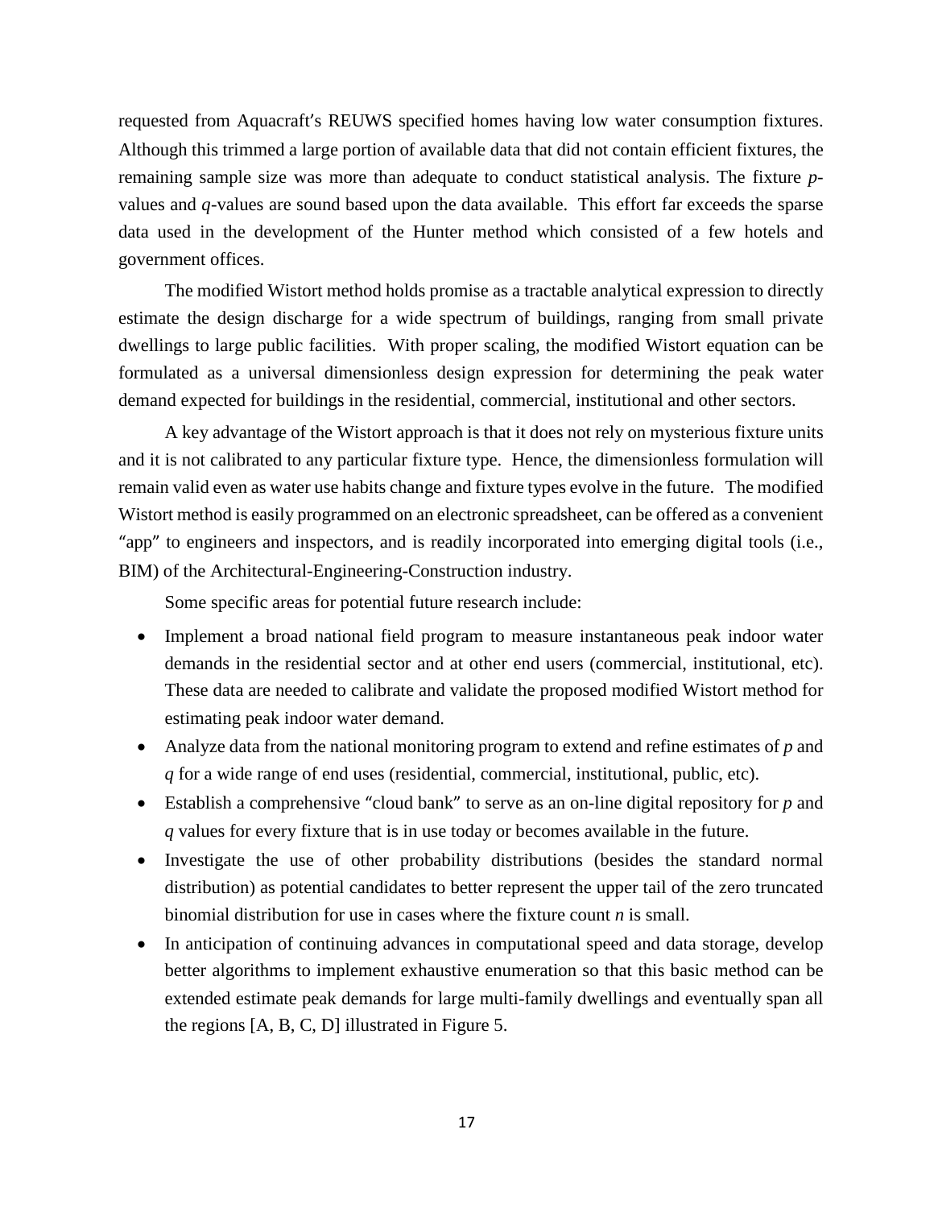requested from Aquacraft's REUWS specified homes having low water consumption fixtures. Although this trimmed a large portion of available data that did not contain efficient fixtures, the remaining sample size was more than adequate to conduct statistical analysis. The fixture *p*-values and *q*-values are sound based upon the data available. This effort far exceeds the sparse data used in the development of the Hunter method which consisted of a few hotels and government offices.

The modified Wistort method holds promise as a tractable analytical expression to directly estimate the design discharge for a wide spectrum of buildings, ranging from small private dwellings to large public facilities. With proper scaling, the modified Wistort equation can be formulated as a universal dimensionless design expression for determining the peak water demand expected for buildings in the residential, commercial, institutional and other sectors.

A key advantage of the Wistort approach is that it does not rely on mysterious fixture units and it is not calibrated to any particular fixture type. Hence, the dimensionless formulation will remain valid even as water use habits change and fixture types evolve in the future. The modified Wistort method is easily programmed on an electronic spreadsheet, can be offered as a convenient "app" to engineers and inspectors, and is readily incorporated into emerging digital tools (i.e., BIM) of the Architectural-Engineering-Construction industry.

Some specific areas for potential future research include:

- Implement a broad national field program to measure instantaneous peak indoor water demands in the residential sector and at other end users (commercial, institutional, etc). These data are needed to calibrate and validate the proposed modified Wistort method for estimating peak indoor water demand.
- Analyze data from the national monitoring program to extend and refine estimates of $p$ and $q$ for a wide range of end uses (residential, commercial, institutional, public, etc).
- Establish a comprehensive "cloud bank" to serve as an on-line digital repository for $p$ and $q$ values for every fixture that is in use today or becomes available in the future.
- Investigate the use of other probability distributions (besides the standard normal distribution) as potential candidates to better represent the upper tail of the zero truncated binomial distribution for use in cases where the fixture count $n$ is small.
- In anticipation of continuing advances in computational speed and data storage, develop better algorithms to implement exhaustive enumeration so that this basic method can be extended estimate peak demands for large multi-family dwellings and eventually span all the regions [A, B, C, D] illustrated in Figure 5.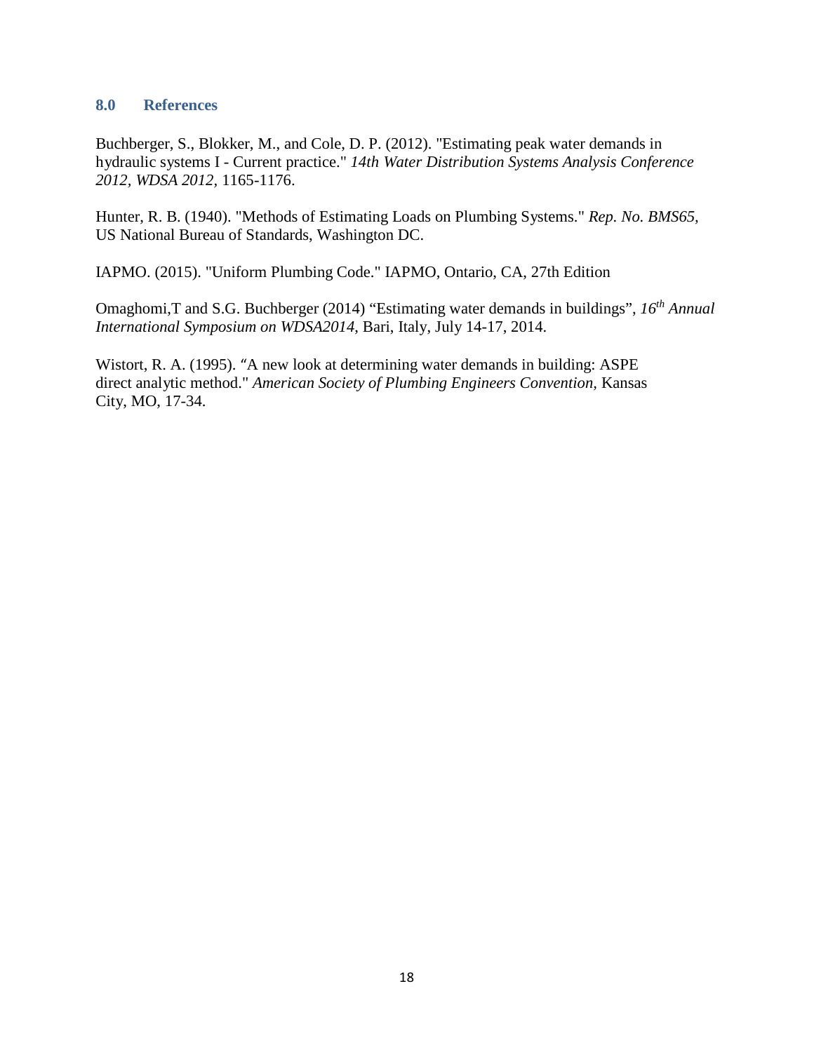## 8.0 References

Buchberger, S., Blokker, M., and Cole, D. P. (2012). "Estimating peak water demands in hydraulic systems I - Current practice." *14th Water Distribution Systems Analysis Conference 2012, WDSA 2012*, 1165-1176.

Hunter, R. B. (1940). "Methods of Estimating Loads on Plumbing Systems." *Rep. No. BMS65*, US National Bureau of Standards, Washington DC.

IAPMO. (2015). "Uniform Plumbing Code." IAPMO, Ontario, CA, 27th Edition

Omaghomi,T and S.G. Buchberger (2014) "Estimating water demands in buildings", *16th Annual International Symposium on WDSA2014*, Bari, Italy, July 14-17, 2014.

Wistort, R. A. (1995). "A new look at determining water demands in building: ASPE direct analytic method." *American Society of Plumbing Engineers Convention*, Kansas City, MO, 17-34.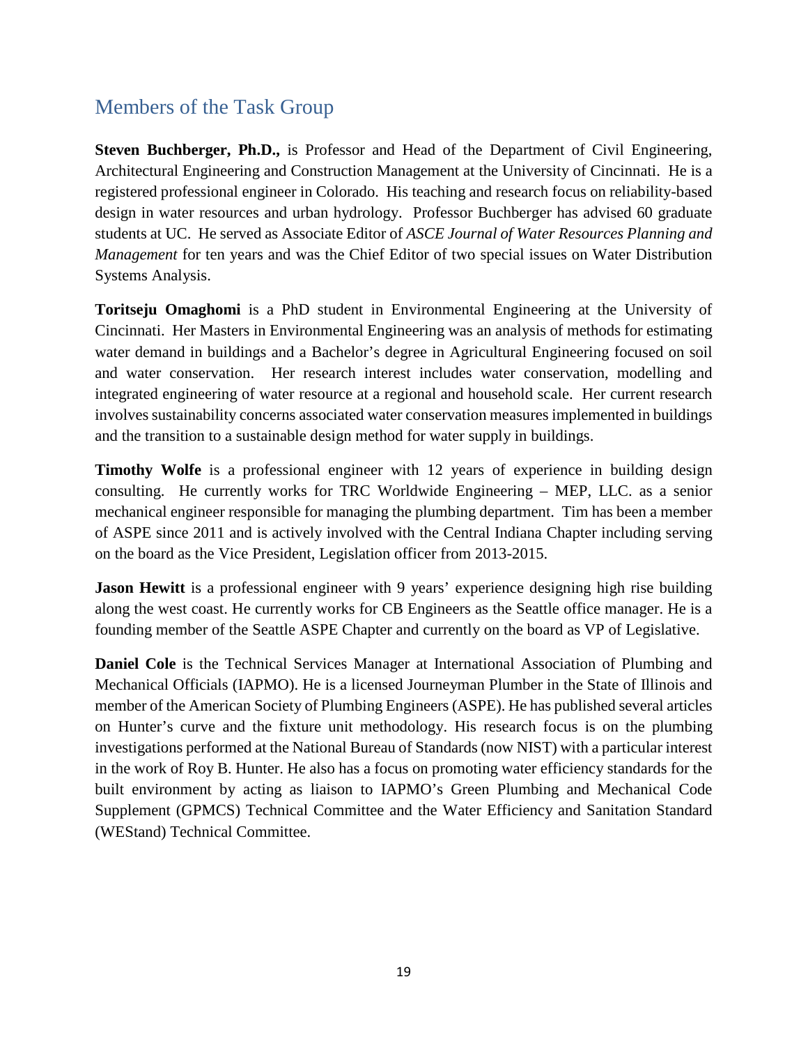## Members of the Task Group

**Steven Buchberger, Ph.D.,** is Professor and Head of the Department of Civil Engineering, Architectural Engineering and Construction Management at the University of Cincinnati. He is a registered professional engineer in Colorado. His teaching and research focus on reliability-based design in water resources and urban hydrology. Professor Buchberger has advised 60 graduate students at UC. He served as Associate Editor of *ASCE Journal of Water Resources Planning and Management* for ten years and was the Chief Editor of two special issues on Water Distribution Systems Analysis.

**Toritseju Omaghomi** is a PhD student in Environmental Engineering at the University of Cincinnati. Her Masters in Environmental Engineering was an analysis of methods for estimating water demand in buildings and a Bachelor's degree in Agricultural Engineering focused on soil and water conservation. Her research interest includes water conservation, modelling and integrated engineering of water resource at a regional and household scale. Her current research involves sustainability concerns associated water conservation measures implemented in buildings and the transition to a sustainable design method for water supply in buildings.

**Timothy Wolfe** is a professional engineer with 12 years of experience in building design consulting. He currently works for TRC Worldwide Engineering – MEP, LLC. as a senior mechanical engineer responsible for managing the plumbing department. Tim has been a member of ASPE since 2011 and is actively involved with the Central Indiana Chapter including serving on the board as the Vice President, Legislation officer from 2013-2015.

**Jason Hewitt** is a professional engineer with 9 years' experience designing high rise building along the west coast. He currently works for CB Engineers as the Seattle office manager. He is a founding member of the Seattle ASPE Chapter and currently on the board as VP of Legislative.

**Daniel Cole** is the Technical Services Manager at International Association of Plumbing and Mechanical Officials (IAPMO). He is a licensed Journeyman Plumber in the State of Illinois and member of the American Society of Plumbing Engineers (ASPE). He has published several articles on Hunter's curve and the fixture unit methodology. His research focus is on the plumbing investigations performed at the National Bureau of Standards (now NIST) with a particular interest in the work of Roy B. Hunter. He also has a focus on promoting water efficiency standards for the built environment by acting as liaison to IAPMO's Green Plumbing and Mechanical Code Supplement (GPMCS) Technical Committee and the Water Efficiency and Sanitation Standard (WEStand) Technical Committee.